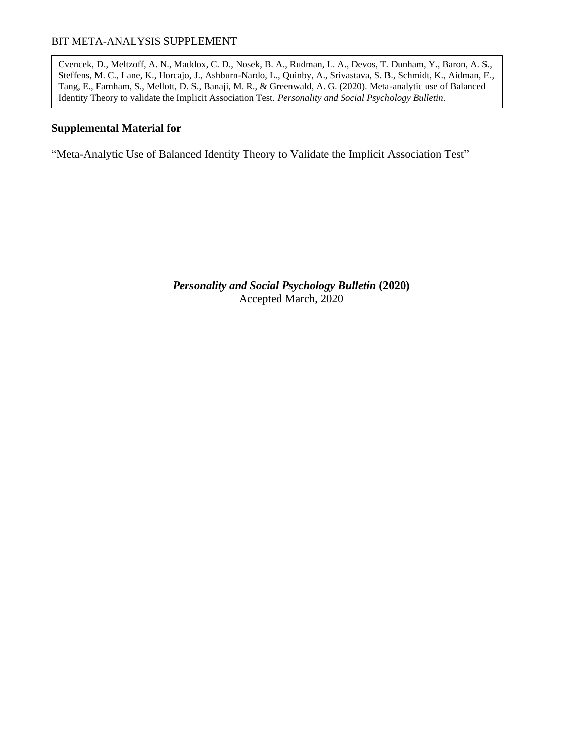BIT META-ANALYSIS SUPPLEMENT

Cvencek, D., Meltzoff, A. N., Maddox, C. D., Nosek, B. A., Rudman, L. A., Devos, T. Dunham, Y., Baron, A. S., Steffens, M. C., Lane, K., Horcajo, J., Ashburn-Nardo, L., Quinby, A., Srivastava, S. B., Schmidt, K., Aidman, E., Tang, E., Farnham, S., Mellott, D. S., Banaji, M. R., & Greenwald, A. G. (2020). Meta-analytic use of Balanced Identity Theory to validate the Implicit Association Test. *Personality and Social Psychology Bulletin*.

## Supplemental Material for

"Meta-Analytic Use of Balanced Identity Theory to Validate the Implicit Association Test"

***Personality and Social Psychology Bulletin* (2020)**
Accepted March, 2020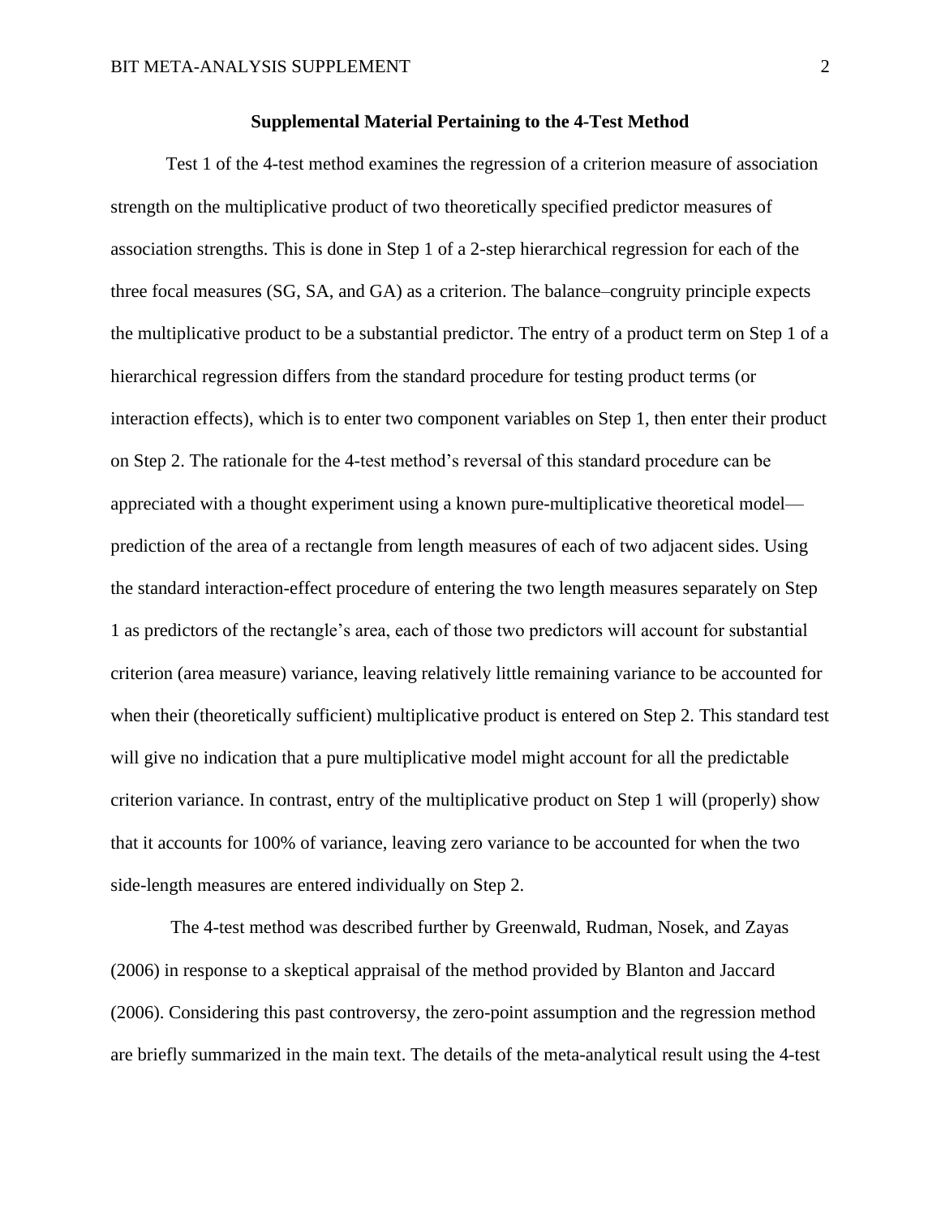## Supplemental Material Pertaining to the 4-Test Method

Test 1 of the 4-test method examines the regression of a criterion measure of association strength on the multiplicative product of two theoretically specified predictor measures of association strengths. This is done in Step 1 of a 2-step hierarchical regression for each of the three focal measures (SG, SA, and GA) as a criterion. The balance–congruity principle expects the multiplicative product to be a substantial predictor. The entry of a product term on Step 1 of a hierarchical regression differs from the standard procedure for testing product terms (or interaction effects), which is to enter two component variables on Step 1, then enter their product on Step 2. The rationale for the 4-test method's reversal of this standard procedure can be appreciated with a thought experiment using a known pure-multiplicative theoretical model—prediction of the area of a rectangle from length measures of each of two adjacent sides. Using the standard interaction-effect procedure of entering the two length measures separately on Step 1 as predictors of the rectangle's area, each of those two predictors will account for substantial criterion (area measure) variance, leaving relatively little remaining variance to be accounted for when their (theoretically sufficient) multiplicative product is entered on Step 2. This standard test will give no indication that a pure multiplicative model might account for all the predictable criterion variance. In contrast, entry of the multiplicative product on Step 1 will (properly) show that it accounts for 100% of variance, leaving zero variance to be accounted for when the two side-length measures are entered individually on Step 2.

The 4-test method was described further by Greenwald, Rudman, Nosek, and Zayas (2006) in response to a skeptical appraisal of the method provided by Blanton and Jaccard (2006). Considering this past controversy, the zero-point assumption and the regression method are briefly summarized in the main text. The details of the meta-analytical result using the 4-test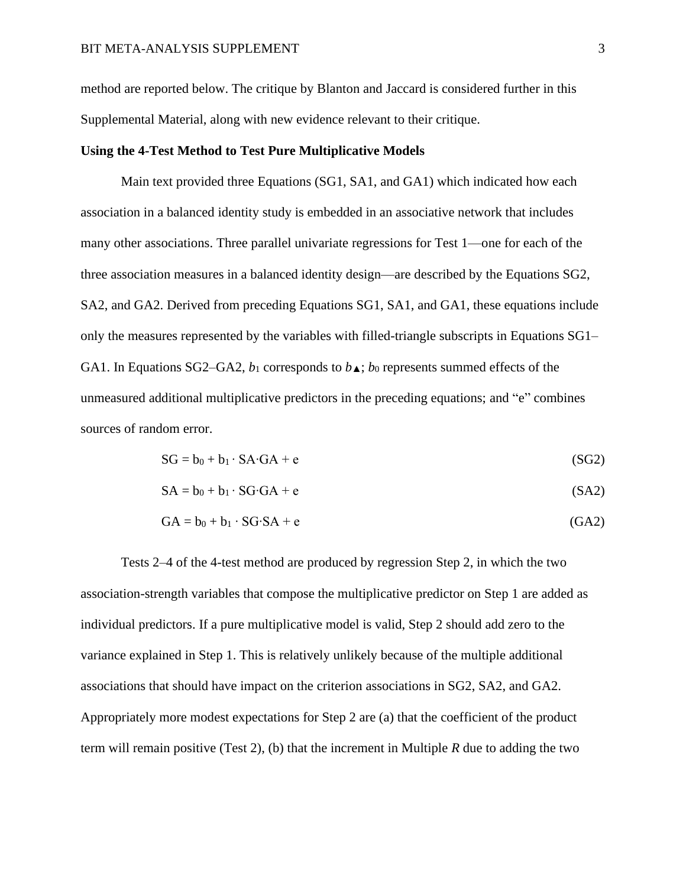method are reported below. The critique by Blanton and Jaccard is considered further in this Supplemental Material, along with new evidence relevant to their critique.

**Using the 4-Test Method to Test Pure Multiplicative Models**

Main text provided three Equations (SG1, SA1, and GA1) which indicated how each association in a balanced identity study is embedded in an associative network that includes many other associations. Three parallel univariate regressions for Test 1—one for each of the three association measures in a balanced identity design—are described by the Equations SG2, SA2, and GA2. Derived from preceding Equations SG1, SA1, and GA1, these equations include only the measures represented by the variables with filled-triangle subscripts in Equations SG1–GA1. In Equations SG2–GA2, $b_1$ corresponds to $b_▲$; $b_0$ represents summed effects of the unmeasured additional multiplicative predictors in the preceding equations; and "e" combines sources of random error.

$$SG = b_0 + b_1 \cdot SA{\cdot}GA + e \tag{SG2}$$

$$SA = b_0 + b_1 \cdot SG{\cdot}GA + e \tag{SA2}$$

$$GA = b_0 + b_1 \cdot SG{\cdot}SA + e \tag{GA2}$$

Tests 2–4 of the 4-test method are produced by regression Step 2, in which the two association-strength variables that compose the multiplicative predictor on Step 1 are added as individual predictors. If a pure multiplicative model is valid, Step 2 should add zero to the variance explained in Step 1. This is relatively unlikely because of the multiple additional associations that should have impact on the criterion associations in SG2, SA2, and GA2. Appropriately more modest expectations for Step 2 are (a) that the coefficient of the product term will remain positive (Test 2), (b) that the increment in Multiple *R* due to adding the two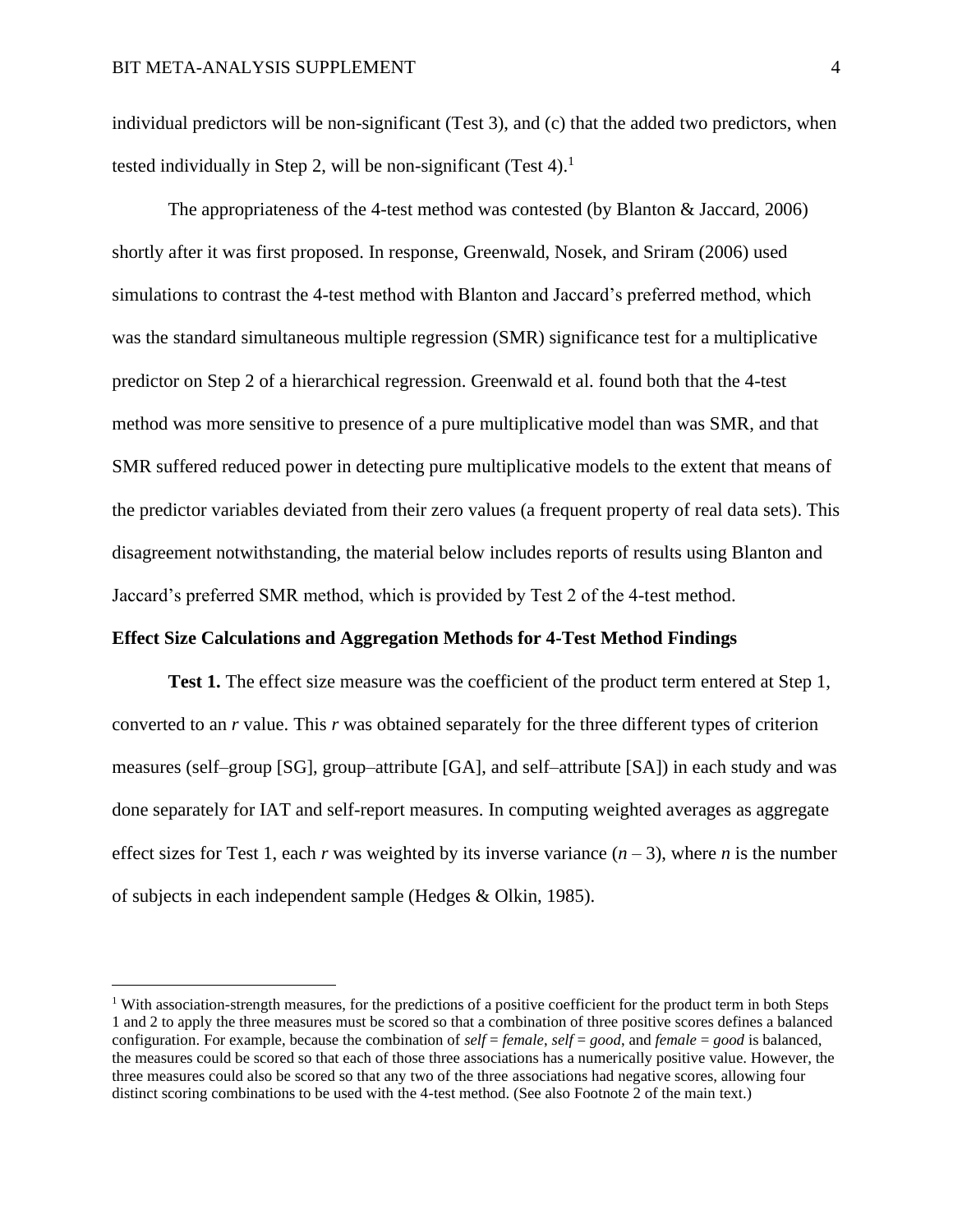individual predictors will be non-significant (Test 3), and (c) that the added two predictors, when tested individually in Step 2, will be non-significant (Test 4).[1]

The appropriateness of the 4-test method was contested (by Blanton & Jaccard, 2006) shortly after it was first proposed. In response, Greenwald, Nosek, and Sriram (2006) used simulations to contrast the 4-test method with Blanton and Jaccard's preferred method, which was the standard simultaneous multiple regression (SMR) significance test for a multiplicative predictor on Step 2 of a hierarchical regression. Greenwald et al. found both that the 4-test method was more sensitive to presence of a pure multiplicative model than was SMR, and that SMR suffered reduced power in detecting pure multiplicative models to the extent that means of the predictor variables deviated from their zero values (a frequent property of real data sets). This disagreement notwithstanding, the material below includes reports of results using Blanton and Jaccard's preferred SMR method, which is provided by Test 2 of the 4-test method.

### Effect Size Calculations and Aggregation Methods for 4-Test Method Findings

**Test 1.** The effect size measure was the coefficient of the product term entered at Step 1, converted to an $r$ value. This $r$ was obtained separately for the three different types of criterion measures (self–group [SG], group–attribute [GA], and self–attribute [SA]) in each study and was done separately for IAT and self-report measures. In computing weighted averages as aggregate effect sizes for Test 1, each $r$ was weighted by its inverse variance ($n - 3$), where $n$ is the number of subjects in each independent sample (Hedges & Olkin, 1985).

---

[1] With association-strength measures, for the predictions of a positive coefficient for the product term in both Steps 1 and 2 to apply the three measures must be scored so that a combination of three positive scores defines a balanced configuration. For example, because the combination of *self* = *female*, *self* = *good*, and *female* = *good* is balanced, the measures could be scored so that each of those three associations has a numerically positive value. However, the three measures could also be scored so that any two of the three associations had negative scores, allowing four distinct scoring combinations to be used with the 4-test method. (See also Footnote 2 of the main text.)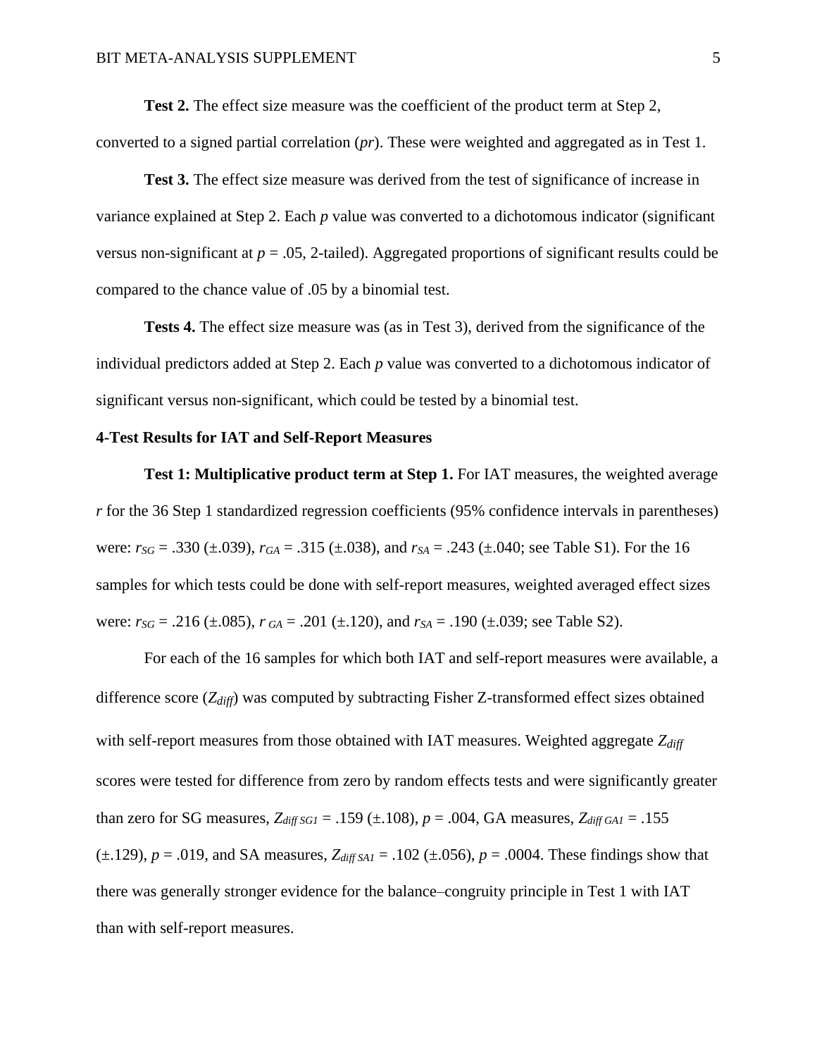**Test 2.** The effect size measure was the coefficient of the product term at Step 2, converted to a signed partial correlation (*pr*). These were weighted and aggregated as in Test 1.

**Test 3.** The effect size measure was derived from the test of significance of increase in variance explained at Step 2. Each *p* value was converted to a dichotomous indicator (significant versus non-significant at $p = .05$, 2-tailed). Aggregated proportions of significant results could be compared to the chance value of .05 by a binomial test.

**Tests 4.** The effect size measure was (as in Test 3), derived from the significance of the individual predictors added at Step 2. Each *p* value was converted to a dichotomous indicator of significant versus non-significant, which could be tested by a binomial test.

**4-Test Results for IAT and Self-Report Measures**

**Test 1: Multiplicative product term at Step 1.** For IAT measures, the weighted average *r* for the 36 Step 1 standardized regression coefficients (95% confidence intervals in parentheses) were: $r_{SG} = .330$ (±.039), $r_{GA} = .315$ (±.038), and $r_{SA} = .243$ (±.040; see Table S1). For the 16 samples for which tests could be done with self-report measures, weighted averaged effect sizes were: $r_{SG} = .216$ (±.085), $r_{GA} = .201$ (±.120), and $r_{SA} = .190$ (±.039; see Table S2).

For each of the 16 samples for which both IAT and self-report measures were available, a difference score ($Z_{diff}$) was computed by subtracting Fisher Z-transformed effect sizes obtained with self-report measures from those obtained with IAT measures. Weighted aggregate $Z_{diff}$ scores were tested for difference from zero by random effects tests and were significantly greater than zero for SG measures, $Z_{diff\,SG1} = .159$ (±.108), $p = .004$, GA measures, $Z_{diff\,GA1} = .155$ (±.129), $p = .019$, and SA measures, $Z_{diff\,SA1} = .102$ (±.056), $p = .0004$. These findings show that there was generally stronger evidence for the balance–congruity principle in Test 1 with IAT than with self-report measures.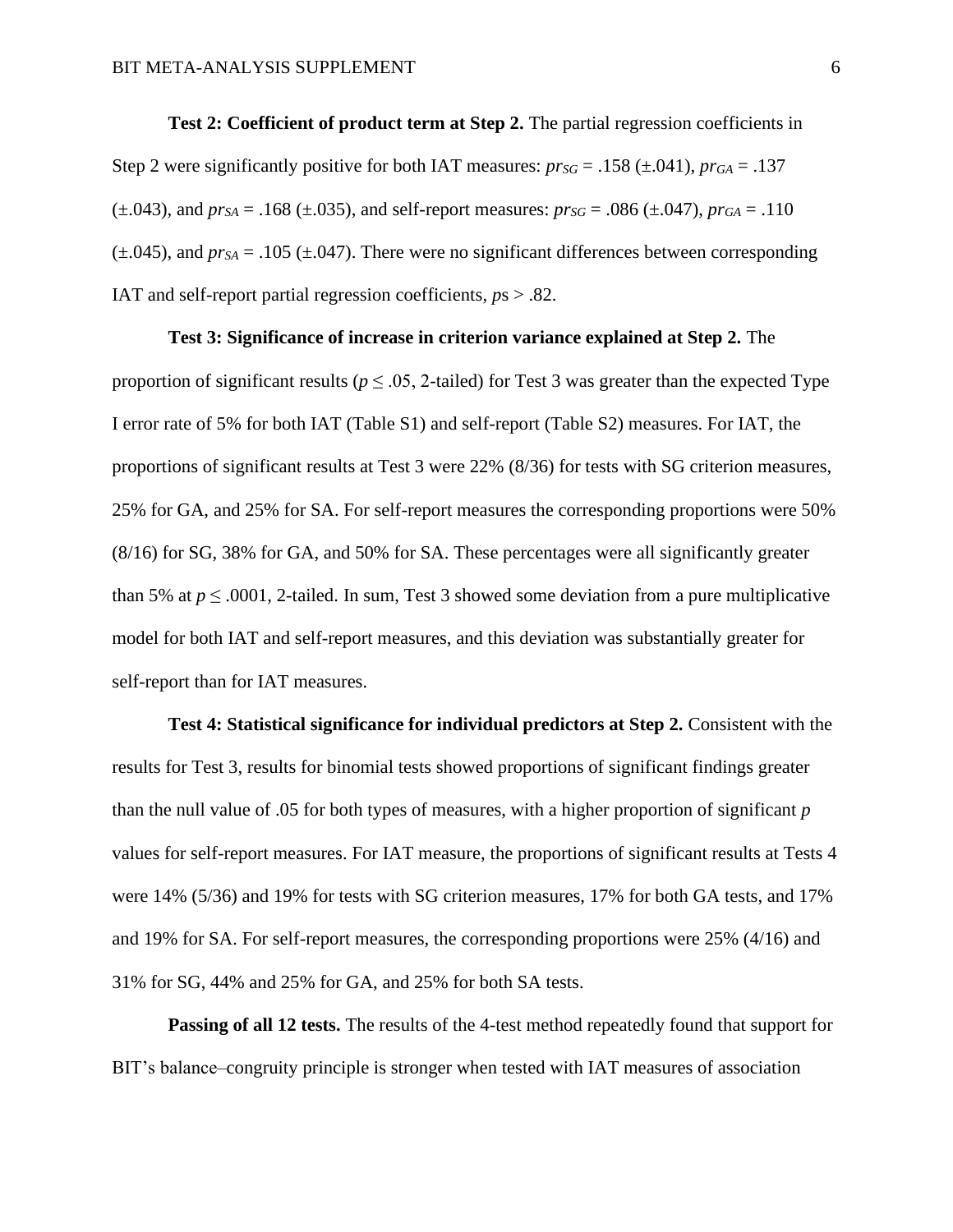**Test 2: Coefficient of product term at Step 2.** The partial regression coefficients in Step 2 were significantly positive for both IAT measures: $pr_{SG}$ = .158 (±.041), $pr_{GA}$ = .137 (±.043), and $pr_{SA}$ = .168 (±.035), and self-report measures: $pr_{SG}$ = .086 (±.047), $pr_{GA}$ = .110 (±.045), and $pr_{SA}$ = .105 (±.047). There were no significant differences between corresponding IAT and self-report partial regression coefficients, *p*s > .82.

**Test 3: Significance of increase in criterion variance explained at Step 2.** The proportion of significant results ($p \leq .05$, 2-tailed) for Test 3 was greater than the expected Type I error rate of 5% for both IAT (Table S1) and self-report (Table S2) measures. For IAT, the proportions of significant results at Test 3 were 22% (8/36) for tests with SG criterion measures, 25% for GA, and 25% for SA. For self-report measures the corresponding proportions were 50% (8/16) for SG, 38% for GA, and 50% for SA. These percentages were all significantly greater than 5% at $p \leq .0001$, 2-tailed. In sum, Test 3 showed some deviation from a pure multiplicative model for both IAT and self-report measures, and this deviation was substantially greater for self-report than for IAT measures.

**Test 4: Statistical significance for individual predictors at Step 2.** Consistent with the results for Test 3, results for binomial tests showed proportions of significant findings greater than the null value of .05 for both types of measures, with a higher proportion of significant *p* values for self-report measures. For IAT measure, the proportions of significant results at Tests 4 were 14% (5/36) and 19% for tests with SG criterion measures, 17% for both GA tests, and 17% and 19% for SA. For self-report measures, the corresponding proportions were 25% (4/16) and 31% for SG, 44% and 25% for GA, and 25% for both SA tests.

**Passing of all 12 tests.** The results of the 4-test method repeatedly found that support for BIT's balance–congruity principle is stronger when tested with IAT measures of association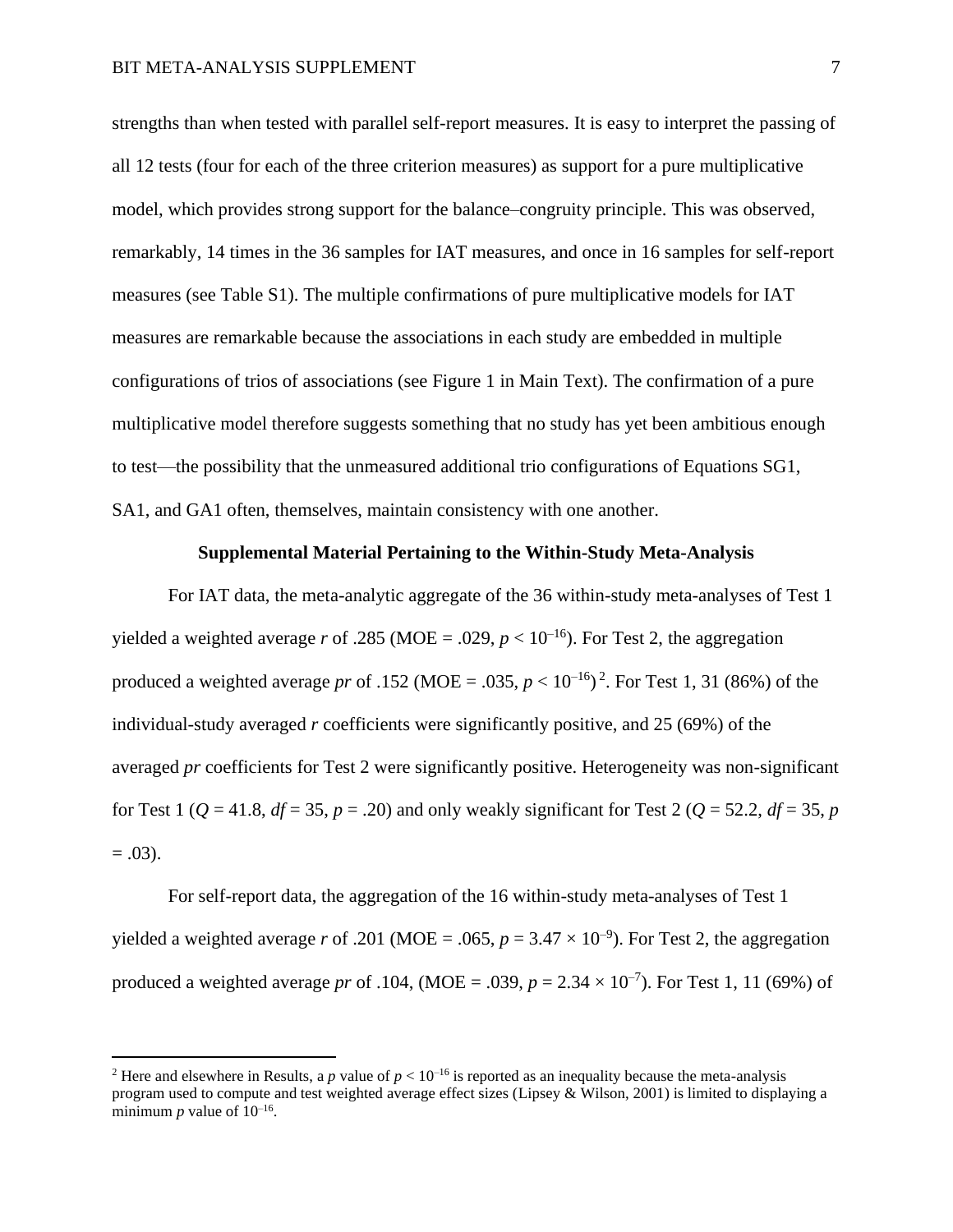strengths than when tested with parallel self-report measures. It is easy to interpret the passing of all 12 tests (four for each of the three criterion measures) as support for a pure multiplicative model, which provides strong support for the balance–congruity principle. This was observed, remarkably, 14 times in the 36 samples for IAT measures, and once in 16 samples for self-report measures (see Table S1). The multiple confirmations of pure multiplicative models for IAT measures are remarkable because the associations in each study are embedded in multiple configurations of trios of associations (see Figure 1 in Main Text). The confirmation of a pure multiplicative model therefore suggests something that no study has yet been ambitious enough to test—the possibility that the unmeasured additional trio configurations of Equations SG1, SA1, and GA1 often, themselves, maintain consistency with one another.

### Supplemental Material Pertaining to the Within-Study Meta-Analysis

For IAT data, the meta-analytic aggregate of the 36 within-study meta-analyses of Test 1 yielded a weighted average *r* of .285 (MOE = .029, $p < 10^{-16}$). For Test 2, the aggregation produced a weighted average *pr* of .152 (MOE = .035, $p < 10^{-16}$)[2]. For Test 1, 31 (86%) of the individual-study averaged *r* coefficients were significantly positive, and 25 (69%) of the averaged *pr* coefficients for Test 2 were significantly positive. Heterogeneity was non-significant for Test 1 ($Q = 41.8$, $df = 35$, $p = .20$) and only weakly significant for Test 2 ($Q = 52.2$, $df = 35$, $p = .03$).

For self-report data, the aggregation of the 16 within-study meta-analyses of Test 1 yielded a weighted average *r* of .201 (MOE = .065, $p = 3.47 \times 10^{-9}$). For Test 2, the aggregation produced a weighted average *pr* of .104, (MOE = .039, $p = 2.34 \times 10^{-7}$). For Test 1, 11 (69%) of

[2] Here and elsewhere in Results, a *p* value of $p < 10^{-16}$ is reported as an inequality because the meta-analysis program used to compute and test weighted average effect sizes (Lipsey & Wilson, 2001) is limited to displaying a minimum *p* value of $10^{-16}$.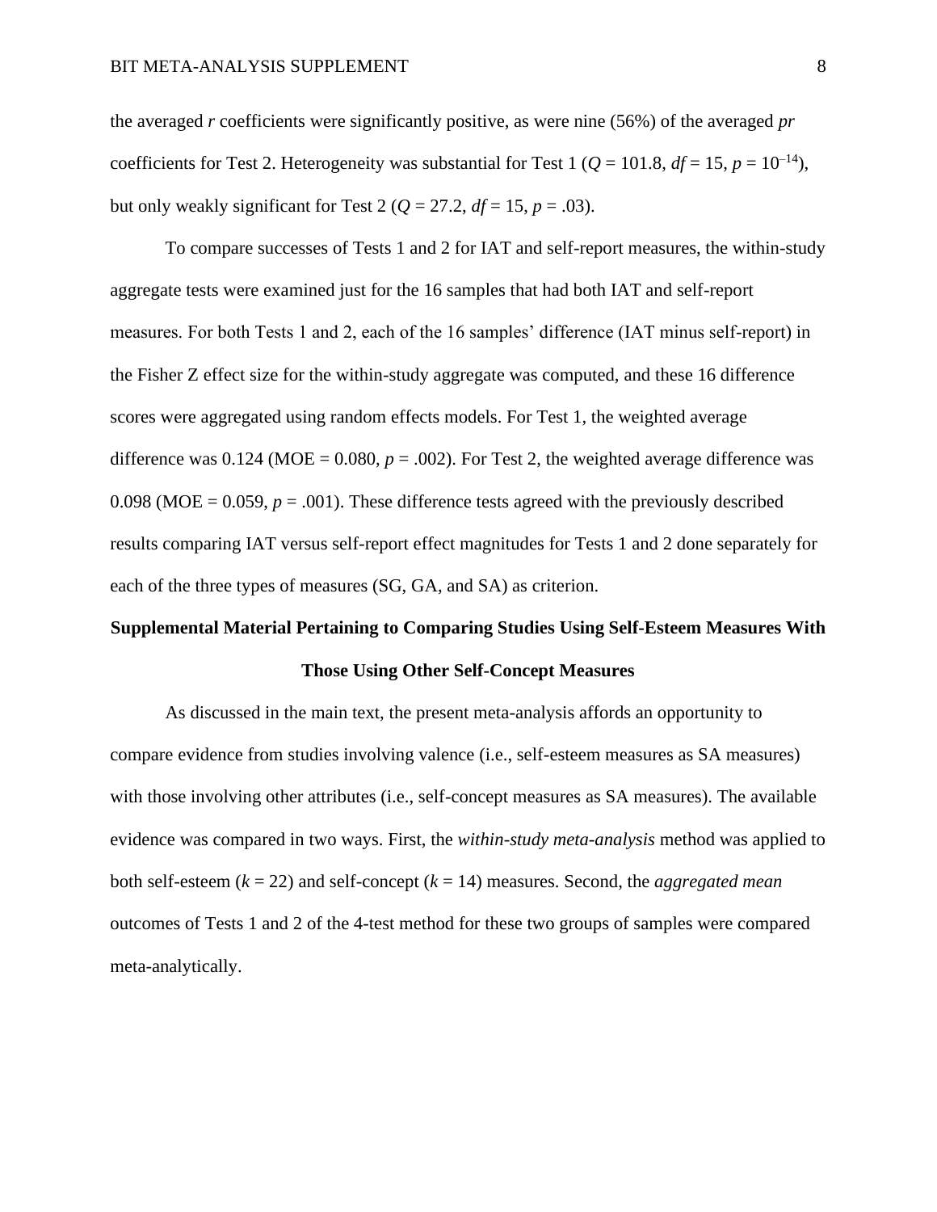the averaged *r* coefficients were significantly positive, as were nine (56%) of the averaged *pr* coefficients for Test 2. Heterogeneity was substantial for Test 1 ($Q$ = 101.8, $df$ = 15, $p = 10^{-14}$), but only weakly significant for Test 2 ($Q$ = 27.2, $df$ = 15, $p$ = .03).

To compare successes of Tests 1 and 2 for IAT and self-report measures, the within-study aggregate tests were examined just for the 16 samples that had both IAT and self-report measures. For both Tests 1 and 2, each of the 16 samples' difference (IAT minus self-report) in the Fisher Z effect size for the within-study aggregate was computed, and these 16 difference scores were aggregated using random effects models. For Test 1, the weighted average difference was 0.124 (MOE = 0.080, $p$ = .002). For Test 2, the weighted average difference was 0.098 (MOE = 0.059, $p$ = .001). These difference tests agreed with the previously described results comparing IAT versus self-report effect magnitudes for Tests 1 and 2 done separately for each of the three types of measures (SG, GA, and SA) as criterion.

## Supplemental Material Pertaining to Comparing Studies Using Self-Esteem Measures With Those Using Other Self-Concept Measures

As discussed in the main text, the present meta-analysis affords an opportunity to compare evidence from studies involving valence (i.e., self-esteem measures as SA measures) with those involving other attributes (i.e., self-concept measures as SA measures). The available evidence was compared in two ways. First, the *within-study meta-analysis* method was applied to both self-esteem ($k$ = 22) and self-concept ($k$ = 14) measures. Second, the *aggregated mean* outcomes of Tests 1 and 2 of the 4-test method for these two groups of samples were compared meta-analytically.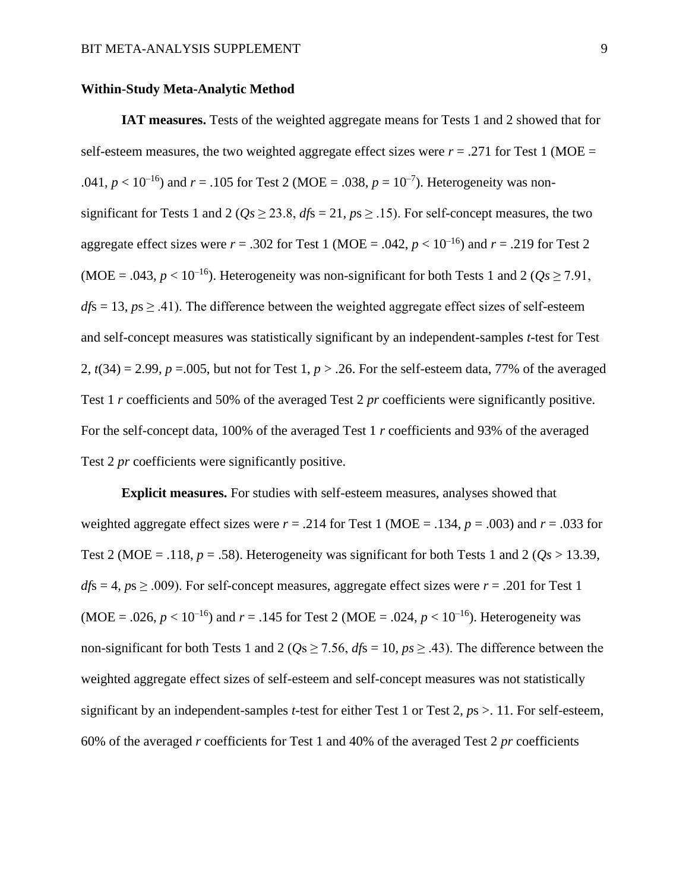**Within-Study Meta-Analytic Method**

**IAT measures.** Tests of the weighted aggregate means for Tests 1 and 2 showed that for self-esteem measures, the two weighted aggregate effect sizes were $r$ = .271 for Test 1 (MOE = .041, $p < 10^{-16}$) and $r$ = .105 for Test 2 (MOE = .038, $p = 10^{-7}$). Heterogeneity was non-significant for Tests 1 and 2 ($Qs \geq 23.8$, $df$s = 21, $p$s ≥ .15). For self-concept measures, the two aggregate effect sizes were $r$ = .302 for Test 1 (MOE = .042, $p < 10^{-16}$) and $r$ = .219 for Test 2 (MOE = .043, $p < 10^{-16}$). Heterogeneity was non-significant for both Tests 1 and 2 ($Qs \geq 7.91$, $df$s = 13, $p$s ≥ .41). The difference between the weighted aggregate effect sizes of self-esteem and self-concept measures was statistically significant by an independent-samples $t$-test for Test 2, $t(34) = 2.99$, $p$ =.005, but not for Test 1, $p > .26$. For the self-esteem data, 77% of the averaged Test 1 $r$ coefficients and 50% of the averaged Test 2 $pr$ coefficients were significantly positive. For the self-concept data, 100% of the averaged Test 1 $r$ coefficients and 93% of the averaged Test 2 $pr$ coefficients were significantly positive.

**Explicit measures.** For studies with self-esteem measures, analyses showed that weighted aggregate effect sizes were $r$ = .214 for Test 1 (MOE = .134, $p$ = .003) and $r$ = .033 for Test 2 (MOE = .118, $p$ = .58). Heterogeneity was significant for both Tests 1 and 2 ($Qs > 13.39$, $df$s = 4, $p$s ≥ .009). For self-concept measures, aggregate effect sizes were $r$ = .201 for Test 1 (MOE = .026, $p < 10^{-16}$) and $r$ = .145 for Test 2 (MOE = .024, $p < 10^{-16}$). Heterogeneity was non-significant for both Tests 1 and 2 ($Q$s ≥ 7.56, $df$s = 10, $ps$ ≥ .43). The difference between the weighted aggregate effect sizes of self-esteem and self-concept measures was not statistically significant by an independent-samples $t$-test for either Test 1 or Test 2, $p$s >. 11. For self-esteem, 60% of the averaged $r$ coefficients for Test 1 and 40% of the averaged Test 2 $pr$ coefficients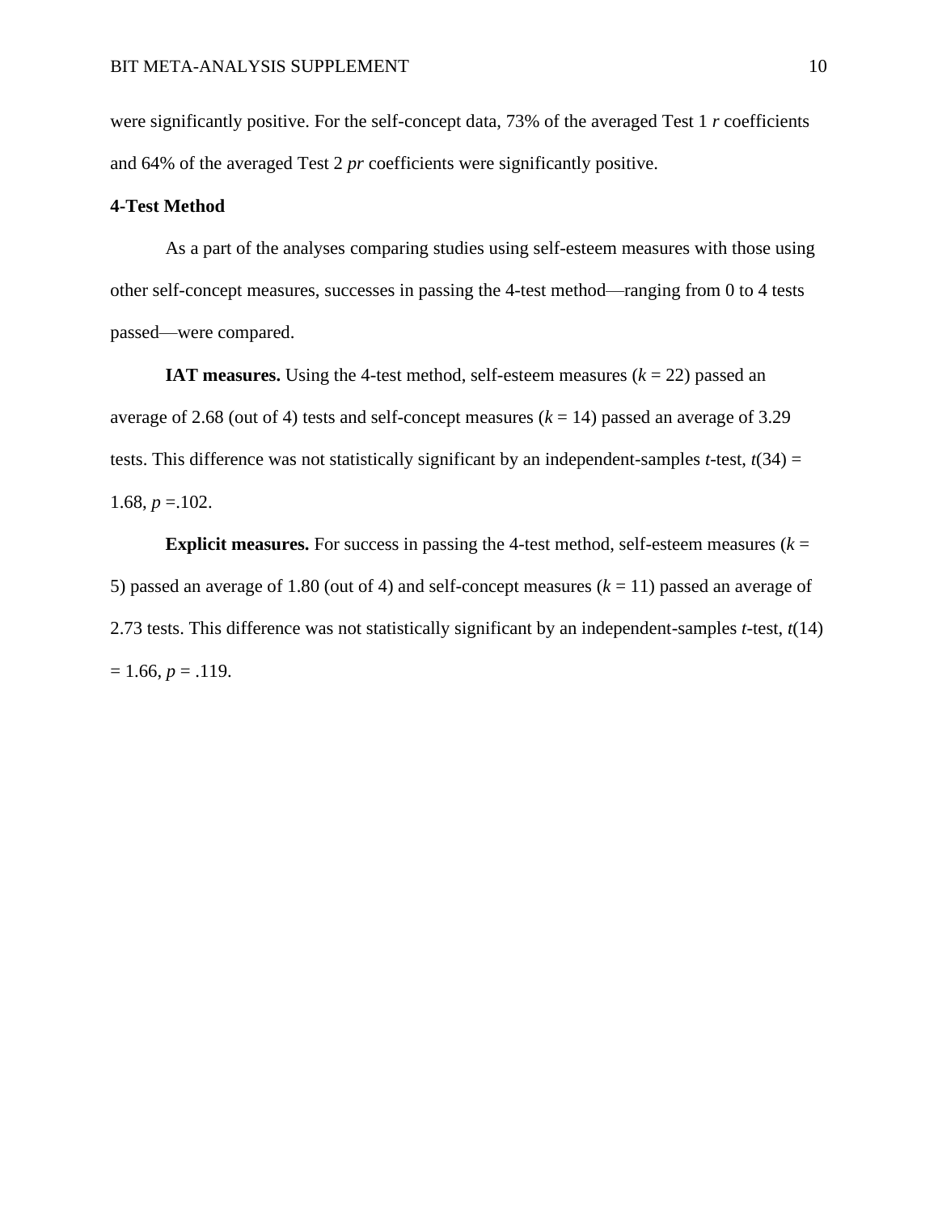were significantly positive. For the self-concept data, 73% of the averaged Test 1 *r* coefficients and 64% of the averaged Test 2 *pr* coefficients were significantly positive.

**4-Test Method**

As a part of the analyses comparing studies using self-esteem measures with those using other self-concept measures, successes in passing the 4-test method—ranging from 0 to 4 tests passed—were compared.

**IAT measures.** Using the 4-test method, self-esteem measures ($k$ = 22) passed an average of 2.68 (out of 4) tests and self-concept measures ($k$ = 14) passed an average of 3.29 tests. This difference was not statistically significant by an independent-samples *t*-test, $t(34)$ = 1.68, $p$ =.102.

**Explicit measures.** For success in passing the 4-test method, self-esteem measures ($k$ = 5) passed an average of 1.80 (out of 4) and self-concept measures ($k$ = 11) passed an average of 2.73 tests. This difference was not statistically significant by an independent-samples *t*-test, $t(14)$ = 1.66, $p$ = .119.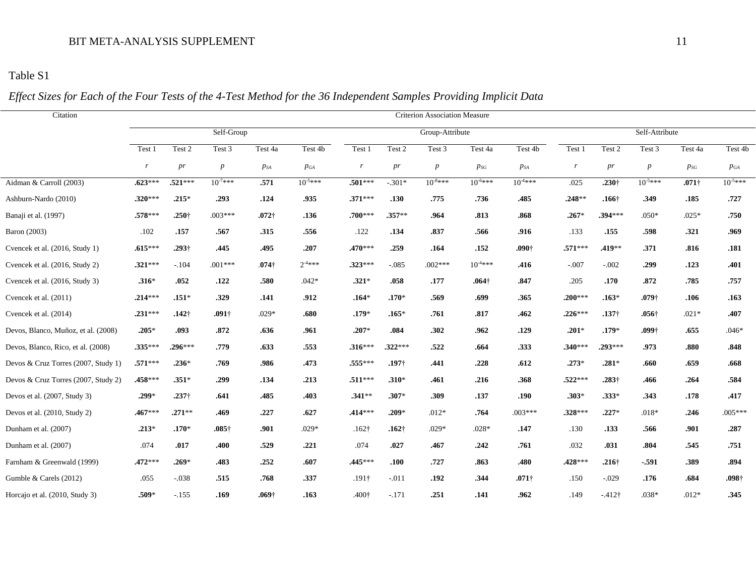Table S1

*Effect Sizes for Each of the Four Tests of the 4-Test Method for the 36 Independent Samples Providing Implicit Data*

| Citation | Criterion Association Measure | | | | | | | | | | | | | | |
|---|---|---|---|---|---|---|---|---|---|---|---|---|---|---|---|
| | Self-Group | | | | | Group-Attribute | | | | | Self-Attribute | | | | |
| | Test 1 | Test 2 | Test 3 | Test 4a | Test 4b | Test 1 | Test 2 | Test 3 | Test 4a | Test 4b | Test 1 | Test 2 | Test 3 | Test 4a | Test 4b |
| | *r* | *pr* | *p* | $p_{SA}$ | $p_{GA}$ | *r* | *pr* | *p* | $p_{SG}$ | $p_{SA}$ | *r* | *pr* | *p* | $p_{SG}$ | $p_{GA}$ |
| Aidman & Carroll (2003) | **.623**\*\*\* | **.521**\*\*\* | $10^{-7}$\*\*\* | **.571** | $10^{-5}$\*\*\* | **.501**\*\*\* | -.301\* | $10^{-8}$\*\*\* | $10^{-6}$\*\*\* | $10^{-4}$\*\*\* | .025 | **.230**† | $10^{-5}$\*\*\* | **.071**† | $10^{-5}$\*\*\* |
| Ashburn-Nardo (2010) | **.320**\*\*\* | **.215**\* | **.293** | **.124** | **.935** | **.371**\*\*\* | **.130** | **.775** | **.736** | **.485** | **.248**\*\* | **.166**† | **.349** | **.185** | **.727** |
| Banaji et al. (1997) | **.578**\*\*\* | **.250**† | .003\*\*\* | **.072**† | **.136** | **.700**\*\*\* | **.357**\*\* | **.964** | **.813** | **.868** | **.267**\* | **.394**\*\*\* | .050\* | .025\* | **.750** |
| Baron (2003) | .102 | **.157** | **.567** | **.315** | **.556** | .122 | **.134** | **.837** | **.566** | **.916** | .133 | **.155** | **.598** | **.321** | **.969** |
| Cvencek et al. (2016, Study 1) | **.615**\*\*\* | **.293**† | **.445** | **.495** | **.207** | **.470**\*\*\* | **.259** | **.164** | **.152** | **.090**† | **.571**\*\*\* | **.419**\*\* | **.371** | **.816** | **.181** |
| Cvencek et al. (2016, Study 2) | **.321**\*\*\* | -.104 | .001\*\*\* | **.074**† | $2^{-4}$\*\*\* | **.323**\*\*\* | -.085 | .002\*\*\* | $10^{-4}$\*\*\* | **.416** | -.007 | -.002 | **.299** | **.123** | **.401** |
| Cvencek et al. (2016, Study 3) | **.316**\* | **.052** | **.122** | **.580** | .042\* | **.321**\* | **.058** | **.177** | **.064**† | **.847** | .205 | **.170** | **.872** | **.785** | **.757** |
| Cvencek et al. (2011) | **.214**\*\*\* | **.151**\* | **.329** | **.141** | **.912** | **.164**\* | **.170**\* | **.569** | **.699** | **.365** | **.200**\*\*\* | **.163**\* | **.079**† | **.106** | **.163** |
| Cvencek et al. (2014) | **.231**\*\*\* | **.142**† | **.091**† | .029\* | **.680** | **.179**\* | **.165**\* | **.761** | **.817** | **.462** | **.226**\*\*\* | **.137**† | **.056**† | .021\* | **.407** |
| Devos, Blanco, Muñoz, et al. (2008) | **.205**\* | **.093** | **.872** | **.636** | **.961** | **.207**\* | **.084** | **.302** | **.962** | **.129** | **.201**\* | **.179**\* | **.099**† | **.655** | .046\* |
| Devos, Blanco, Rico, et al. (2008) | **.335**\*\*\* | **.296**\*\*\* | **.779** | **.633** | **.553** | **.316**\*\*\* | **.322**\*\*\* | **.522** | **.664** | **.333** | **.340**\*\*\* | **.293**\*\*\* | **.973** | **.880** | **.848** |
| Devos & Cruz Torres (2007, Study 1) | **.571**\*\*\* | **.236**\* | **.769** | **.986** | **.473** | **.555**\*\*\* | **.197**† | **.441** | **.228** | **.612** | **.273**\* | **.281**\* | **.660** | **.659** | **.668** |
| Devos & Cruz Torres (2007, Study 2) | **.458**\*\*\* | **.351**\* | **.299** | **.134** | **.213** | **.511**\*\*\* | **.310**\* | **.461** | **.216** | **.368** | **.522**\*\*\* | **.283**† | **.466** | **.264** | **.584** |
| Devos et al. (2007, Study 3) | **.299**\* | **.237**† | **.641** | **.485** | **.403** | **.341**\*\* | **.307**\* | **.309** | **.137** | **.190** | **.303**\* | **.333**\* | **.343** | **.178** | **.417** |
| Devos et al. (2010, Study 2) | **.467**\*\*\* | **.271**\*\* | **.469** | **.227** | **.627** | **.414**\*\*\* | **.209**\* | .012\* | **.764** | .003\*\*\* | **.328**\*\*\* | **.227**\* | .018\* | **.246** | .005\*\*\* |
| Dunham et al. (2007) | **.213**\* | **.170**\* | **.085**† | **.901** | .029\* | .162† | **.162**† | .029\* | .028\* | **.147** | .130 | **.133** | **.566** | **.901** | **.287** |
| Dunham et al. (2007) | .074 | **.017** | **.400** | **.529** | **.221** | .074 | **.027** | **.467** | **.242** | **.761** | .032 | **.031** | **.804** | **.545** | **.751** |
| Farnham & Greenwald (1999) | **.472**\*\*\* | **.269**\* | **.483** | **.252** | **.607** | **.445**\*\*\* | **.100** | **.727** | **.863** | **.480** | **.428**\*\*\* | **.216**† | **-.591** | **.389** | **.894** |
| Gumble & Carels (2012) | .055 | -.038 | **.515** | **.768** | **.337** | .191† | -.011 | **.192** | **.344** | **.071**† | .150 | -.029 | **.176** | **.684** | **.098**† |
| Horcajo et al. (2010, Study 3) | **.509**\* | -.155 | **.169** | **.069**† | **.163** | .400† | -.171 | **.251** | **.141** | **.962** | .149 | -.412† | .038\* | .012\* | **.345** |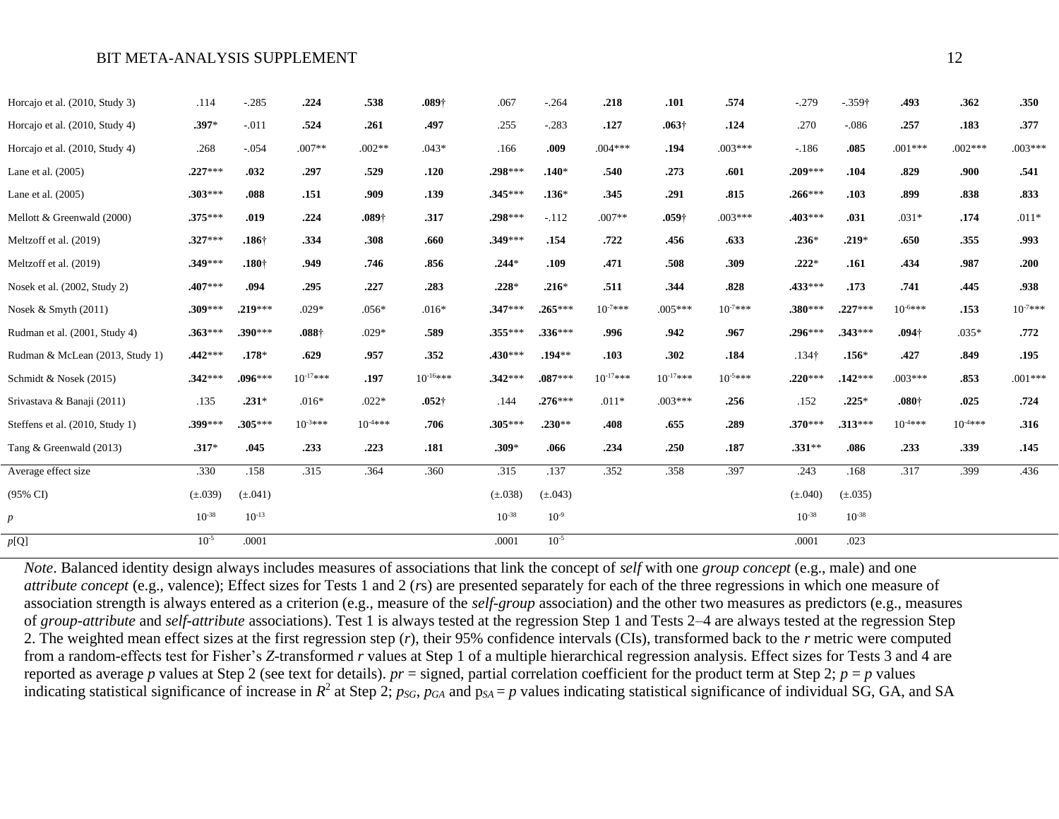| | | | | | | | | | | | | | | | |
|---|---|---|---|---|---|---|---|---|---|---|---|---|---|---|---|
| Horcajo et al. (2010, Study 3) | .114 | -.285 | **.224** | **.538** | **.089**† | .067 | -.264 | **.218** | **.101** | **.574** | -.279 | -.359† | **.493** | **.362** | **.350** |
| Horcajo et al. (2010, Study 4) | **.397**\* | -.011 | **.524** | **.261** | **.497** | .255 | -.283 | **.127** | **.063**† | **.124** | .270 | -.086 | **.257** | **.183** | **.377** |
| Horcajo et al. (2010, Study 4) | .268 | -.054 | .007\*\* | .002\*\* | .043\* | .166 | **.009** | .004\*\*\* | **.194** | .003\*\*\* | -.186 | **.085** | .001\*\*\* | .002\*\*\* | .003\*\*\* |
| Lane et al. (2005) | **.227**\*\*\* | **.032** | **.297** | **.529** | **.120** | **.298**\*\*\* | **.140**\* | **.540** | **.273** | **.601** | **.209**\*\*\* | **.104** | **.829** | **.900** | **.541** |
| Lane et al. (2005) | **.303**\*\*\* | **.088** | **.151** | **.909** | **.139** | **.345**\*\*\* | **.136**\* | **.345** | **.291** | **.815** | **.266**\*\*\* | **.103** | **.899** | **.838** | **.833** |
| Mellott & Greenwald (2000) | **.375**\*\*\* | **.019** | **.224** | **.089**† | **.317** | **.298**\*\*\* | -.112 | .007\*\* | **.059**† | .003\*\*\* | **.403**\*\*\* | **.031** | .031\* | **.174** | .011\* |
| Meltzoff et al. (2019) | **.327**\*\*\* | **.186**† | **.334** | **.308** | **.660** | **.349**\*\*\* | **.154** | **.722** | **.456** | **.633** | **.236**\* | **.219**\* | **.650** | **.355** | **.993** |
| Meltzoff et al. (2019) | **.349**\*\*\* | **.180**† | **.949** | **.746** | **.856** | **.244**\* | **.109** | **.471** | **.508** | **.309** | **.222**\* | **.161** | **.434** | **.987** | **.200** |
| Nosek et al. (2002, Study 2) | **.407**\*\*\* | **.094** | **.295** | **.227** | **.283** | **.228**\* | **.216**\* | **.511** | **.344** | **.828** | **.433**\*\*\* | **.173** | **.741** | **.445** | **.938** |
| Nosek & Smyth (2011) | **.309**\*\*\* | **.219**\*\*\* | .029\* | .056\* | .016\* | **.347**\*\*\* | **.265**\*\*\* | $10^{-7}$\*\*\* | .005\*\*\* | $10^{-7}$\*\*\* | **.380**\*\*\* | **.227**\*\*\* | $10^{-6}$\*\*\* | **.153** | $10^{-7}$\*\*\* |
| Rudman et al. (2001, Study 4) | **.363**\*\*\* | **.390**\*\*\* | **.088**† | .029\* | **.589** | **.355**\*\*\* | **.336**\*\*\* | **.996** | **.942** | **.967** | **.296**\*\*\* | **.343**\*\*\* | **.094**† | .035\* | **.772** |
| Rudman & McLean (2013, Study 1) | **.442**\*\*\* | **.178**\* | **.629** | **.957** | **.352** | **.430**\*\*\* | **.194**\*\* | **.103** | **.302** | **.184** | .134† | **.156**\* | **.427** | **.849** | **.195** |
| Schmidt & Nosek (2015) | **.342**\*\*\* | **.096**\*\*\* | $10^{-17}$\*\*\* | **.197** | $10^{-16}$\*\*\* | **.342**\*\*\* | **.087**\*\*\* | $10^{-17}$\*\*\* | $10^{-17}$\*\*\* | $10^{-5}$\*\*\* | **.220**\*\*\* | **.142**\*\*\* | .003\*\*\* | **.853** | .001\*\*\* |
| Srivastava & Banaji (2011) | .135 | **.231**\* | .016\* | .022\* | **.052**† | .144 | **.276**\*\*\* | .011\* | .003\*\*\* | **.256** | .152 | **.225**\* | **.080**† | **.025** | **.724** |
| Steffens et al. (2010, Study 1) | **.399**\*\*\* | **.305**\*\*\* | $10^{-3}$\*\*\* | $10^{-4}$\*\*\* | **.706** | **.305**\*\*\* | **.230**\*\* | **.408** | **.655** | **.289** | **.370**\*\*\* | **.313**\*\*\* | $10^{-4}$\*\*\* | $10^{-4}$\*\*\* | **.316** |
| Tang & Greenwald (2013) | **.317**\* | **.045** | **.233** | **.223** | **.181** | **.309**\* | **.066** | **.234** | **.250** | **.187** | **.331**\*\* | **.086** | **.233** | **.339** | **.145** |
| Average effect size | .330 | .158 | .315 | .364 | .360 | .315 | .137 | .352 | .358 | .397 | .243 | .168 | .317 | .399 | .436 |
| (95% CI) | (±.039) | (±.041) | | | | (±.038) | (±.043) | | | | (±.040) | (±.035) | | | |
| *p* | $10^{-38}$ | $10^{-13}$ | | | | $10^{-38}$ | $10^{-9}$ | | | | $10^{-38}$ | $10^{-38}$ | | | |
| *p*[Q] | $10^{-5}$ | .0001 | | | | .0001 | $10^{-5}$ | | | | .0001 | .023 | | | |

*Note*. Balanced identity design always includes measures of associations that link the concept of *self* with one *group concept* (e.g., male) and one *attribute concept* (e.g., valence); Effect sizes for Tests 1 and 2 (*r*s) are presented separately for each of the three regressions in which one measure of association strength is always entered as a criterion (e.g., measure of the *self-group* association) and the other two measures as predictors (e.g., measures of *group-attribute* and *self-attribute* associations). Test 1 is always tested at the regression Step 1 and Tests 2–4 are always tested at the regression Step 2. The weighted mean effect sizes at the first regression step (*r*), their 95% confidence intervals (CIs), transformed back to the *r* metric were computed from a random-effects test for Fisher's *Z*-transformed *r* values at Step 1 of a multiple hierarchical regression analysis. Effect sizes for Tests 3 and 4 are reported as average *p* values at Step 2 (see text for details). *pr* = signed, partial correlation coefficient for the product term at Step 2; *p* = *p* values indicating statistical significance of increase in $R^2$ at Step 2; $p_{SG}$, $p_{GA}$ and $p_{SA}$ = *p* values indicating statistical significance of individual SG, GA, and SA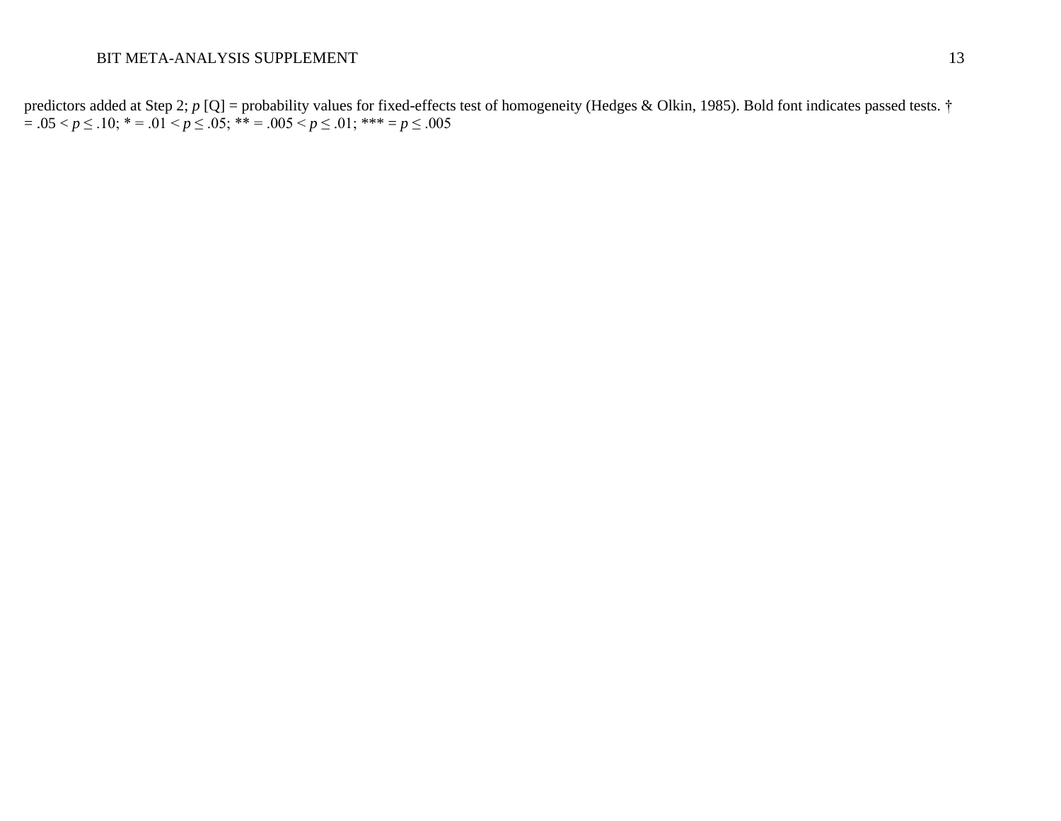predictors added at Step 2; $p$ [Q] = probability values for fixed-effects test of homogeneity (Hedges & Olkin, 1985). Bold font indicates passed tests. † = $.05 < p \leq .10$; * = $.01 < p \leq .05$; ** = $.005 < p \leq .01$; *** = $p \leq .005$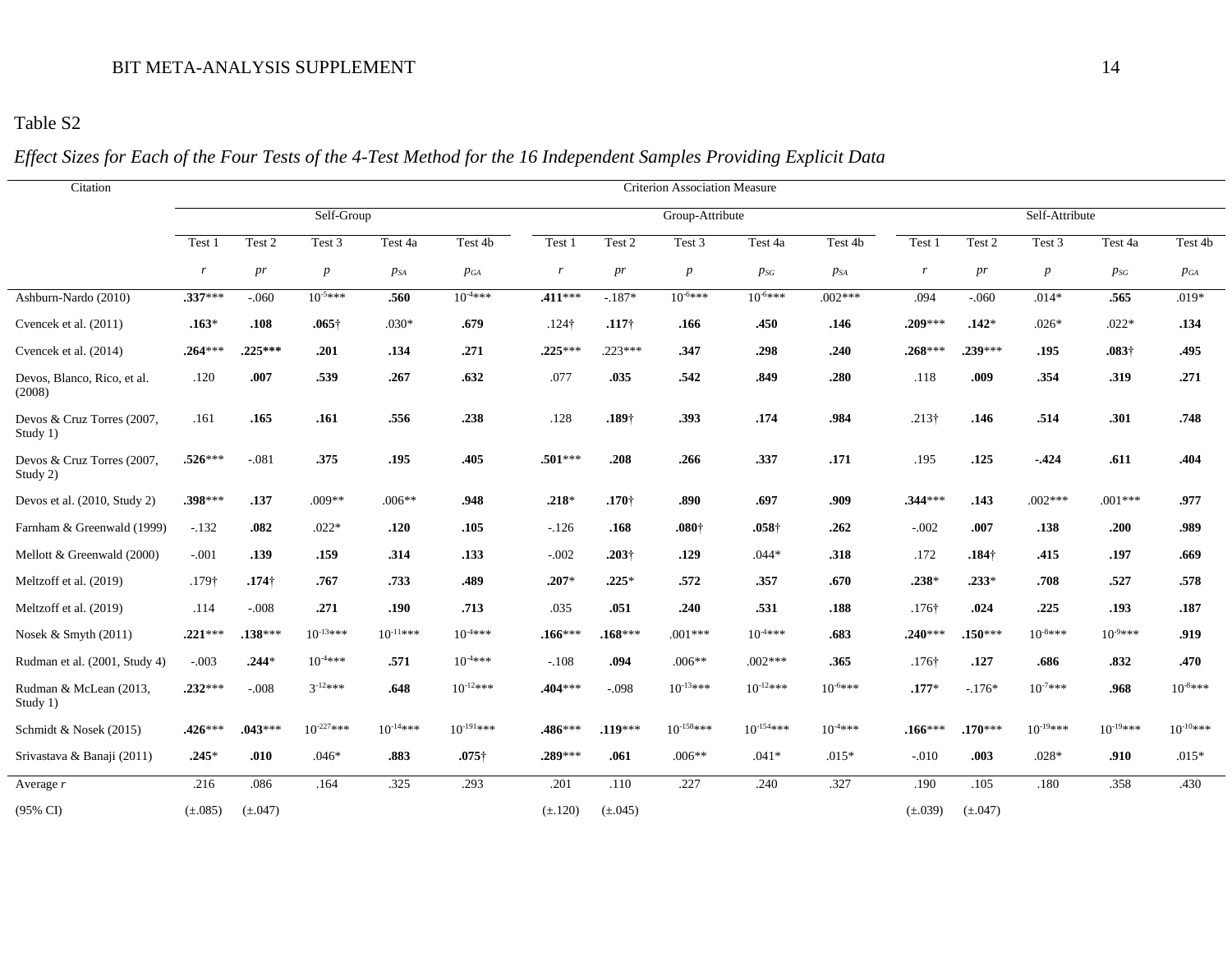Table S2

*Effect Sizes for Each of the Four Tests of the 4-Test Method for the 16 Independent Samples Providing Explicit Data*

| Citation | Criterion Association Measure | | | | | | | | | | | | | | |
|---|---|---|---|---|---|---|---|---|---|---|---|---|---|---|---|
| | Self-Group | | | | | Group-Attribute | | | | | Self-Attribute | | | | |
| | Test 1 | Test 2 | Test 3 | Test 4a | Test 4b | Test 1 | Test 2 | Test 3 | Test 4a | Test 4b | Test 1 | Test 2 | Test 3 | Test 4a | Test 4b |
| | *r* | *pr* | *p* | $p_{SA}$ | $p_{GA}$ | *r* | *pr* | *p* | $p_{SG}$ | $p_{SA}$ | *r* | *pr* | *p* | $p_{SG}$ | $p_{GA}$ |
| Ashburn-Nardo (2010) | **.337**\*\*\* | -.060 | $10^{-5}$\*\*\* | **.560** | $10^{-4}$\*\*\* | **.411**\*\*\* | -.187\* | $10^{-6}$\*\*\* | $10^{-6}$\*\*\* | .002\*\*\* | .094 | -.060 | .014\* | **.565** | .019\* |
| Cvencek et al. (2011) | **.163**\* | **.108** | **.065**† | .030\* | **.679** | .124† | **.117**† | **.166** | **.450** | **.146** | **.209**\*\*\* | **.142**\* | .026\* | .022\* | **.134** |
| Cvencek et al. (2014) | **.264**\*\*\* | **.225\*\*\*** | **.201** | **.134** | **.271** | **.225**\*\*\* | .223\*\*\* | **.347** | **.298** | **.240** | **.268**\*\*\* | **.239**\*\*\* | **.195** | **.083**† | **.495** |
| Devos, Blanco, Rico, et al. (2008) | .120 | **.007** | **.539** | **.267** | **.632** | .077 | **.035** | **.542** | **.849** | **.280** | .118 | **.009** | **.354** | **.319** | **.271** |
| Devos & Cruz Torres (2007, Study 1) | .161 | **.165** | **.161** | **.556** | **.238** | .128 | **.189**† | **.393** | **.174** | **.984** | .213† | **.146** | **.514** | **.301** | **.748** |
| Devos & Cruz Torres (2007, Study 2) | **.526**\*\*\* | -.081 | **.375** | **.195** | **.405** | **.501**\*\*\* | **.208** | **.266** | **.337** | **.171** | .195 | **.125** | **-.424** | **.611** | **.404** |
| Devos et al. (2010, Study 2) | **.398**\*\*\* | **.137** | .009\*\* | .006\*\* | **.948** | **.218**\* | **.170**† | **.890** | **.697** | **.909** | **.344**\*\*\* | **.143** | .002\*\*\* | .001\*\*\* | **.977** |
| Farnham & Greenwald (1999) | -.132 | **.082** | .022\* | **.120** | **.105** | -.126 | **.168** | **.080**† | **.058**† | **.262** | -.002 | **.007** | **.138** | **.200** | **.989** |
| Mellott & Greenwald (2000) | -.001 | **.139** | **.159** | **.314** | **.133** | -.002 | **.203**† | **.129** | .044\* | **.318** | .172 | **.184**† | **.415** | **.197** | **.669** |
| Meltzoff et al. (2019) | .179† | **.174**† | **.767** | **.733** | **.489** | **.207**\* | **.225**\* | **.572** | **.357** | **.670** | **.238**\* | **.233**\* | **.708** | **.527** | **.578** |
| Meltzoff et al. (2019) | .114 | -.008 | **.271** | **.190** | **.713** | .035 | **.051** | **.240** | **.531** | **.188** | .176† | **.024** | **.225** | **.193** | **.187** |
| Nosek & Smyth (2011) | **.221**\*\*\* | **.138**\*\*\* | $10^{-13}$\*\*\* | $10^{-11}$\*\*\* | $10^{-4}$\*\*\* | **.166**\*\*\* | **.168**\*\*\* | .001\*\*\* | $10^{-4}$\*\*\* | **.683** | **.240**\*\*\* | **.150**\*\*\* | $10^{-8}$\*\*\* | $10^{-9}$\*\*\* | **.919** |
| Rudman et al. (2001, Study 4) | -.003 | **.244**\* | $10^{-4}$\*\*\* | **.571** | $10^{-4}$\*\*\* | -.108 | **.094** | .006\*\* | .002\*\*\* | **.365** | .176† | **.127** | **.686** | **.832** | **.470** |
| Rudman & McLean (2013, Study 1) | **.232**\*\*\* | -.008 | $3^{-12}$\*\*\* | **.648** | $10^{-12}$\*\*\* | **.404**\*\*\* | -.098 | $10^{-13}$\*\*\* | $10^{-12}$\*\*\* | $10^{-6}$\*\*\* | **.177**\* | -.176\* | $10^{-7}$\*\*\* | **.968** | $10^{-8}$\*\*\* |
| Schmidt & Nosek (2015) | **.426**\*\*\* | **.043**\*\*\* | $10^{-227}$\*\*\* | $10^{-14}$\*\*\* | $10^{-191}$\*\*\* | **.486**\*\*\* | **.119**\*\*\* | $10^{-158}$\*\*\* | $10^{-154}$\*\*\* | $10^{-4}$\*\*\* | **.166**\*\*\* | **.170**\*\*\* | $10^{-19}$\*\*\* | $10^{-19}$\*\*\* | $10^{-10}$\*\*\* |
| Srivastava & Banaji (2011) | **.245**\* | **.010** | .046\* | **.883** | **.075**† | **.289**\*\*\* | **.061** | .006\*\* | .041\* | .015\* | -.010 | **.003** | .028\* | **.910** | .015\* |
| Average *r* | .216 | .086 | .164 | .325 | .293 | .201 | .110 | .227 | .240 | .327 | .190 | .105 | .180 | .358 | .430 |
| (95% CI) | (±.085) | (±.047) | | | | (±.120) | (±.045) | | | | (±.039) | (±.047) | | | |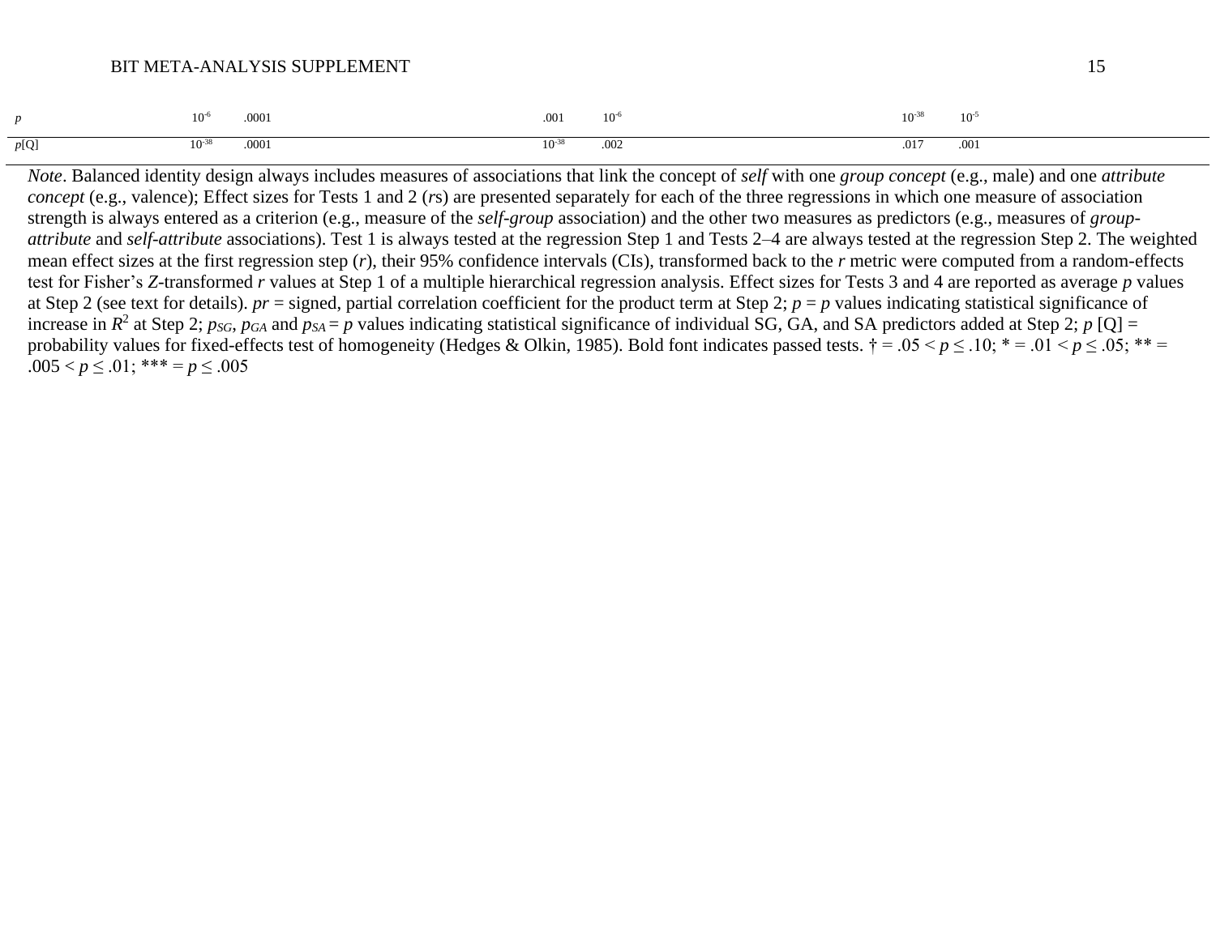| | | | | | | |
|---|---|---|---|---|---|---|
| *p* | $10^{-6}$ | .0001 | .001 | $10^{-6}$ | $10^{-38}$ | $10^{-5}$ |
| *p*[Q] | $10^{-38}$ | .0001 | $10^{-38}$ | .002 | .017 | .001 |

*Note*. Balanced identity design always includes measures of associations that link the concept of *self* with one *group concept* (e.g., male) and one *attribute concept* (e.g., valence); Effect sizes for Tests 1 and 2 (*r*s) are presented separately for each of the three regressions in which one measure of association strength is always entered as a criterion (e.g., measure of the *self-group* association) and the other two measures as predictors (e.g., measures of *group-attribute* and *self-attribute* associations). Test 1 is always tested at the regression Step 1 and Tests 2–4 are always tested at the regression Step 2. The weighted mean effect sizes at the first regression step (*r*), their 95% confidence intervals (CIs), transformed back to the *r* metric were computed from a random-effects test for Fisher's *Z*-transformed *r* values at Step 1 of a multiple hierarchical regression analysis. Effect sizes for Tests 3 and 4 are reported as average *p* values at Step 2 (see text for details). *pr* = signed, partial correlation coefficient for the product term at Step 2; *p* = *p* values indicating statistical significance of increase in $R^2$ at Step 2; $p_{SG}$, $p_{GA}$ and $p_{SA}$ = *p* values indicating statistical significance of individual SG, GA, and SA predictors added at Step 2; *p* [Q] = probability values for fixed-effects test of homogeneity (Hedges & Olkin, 1985). Bold font indicates passed tests. † = $.05 < p \leq .10$; * = $.01 < p \leq .05$; ** = $.005 < p \leq .01$; *** = $p \leq .005$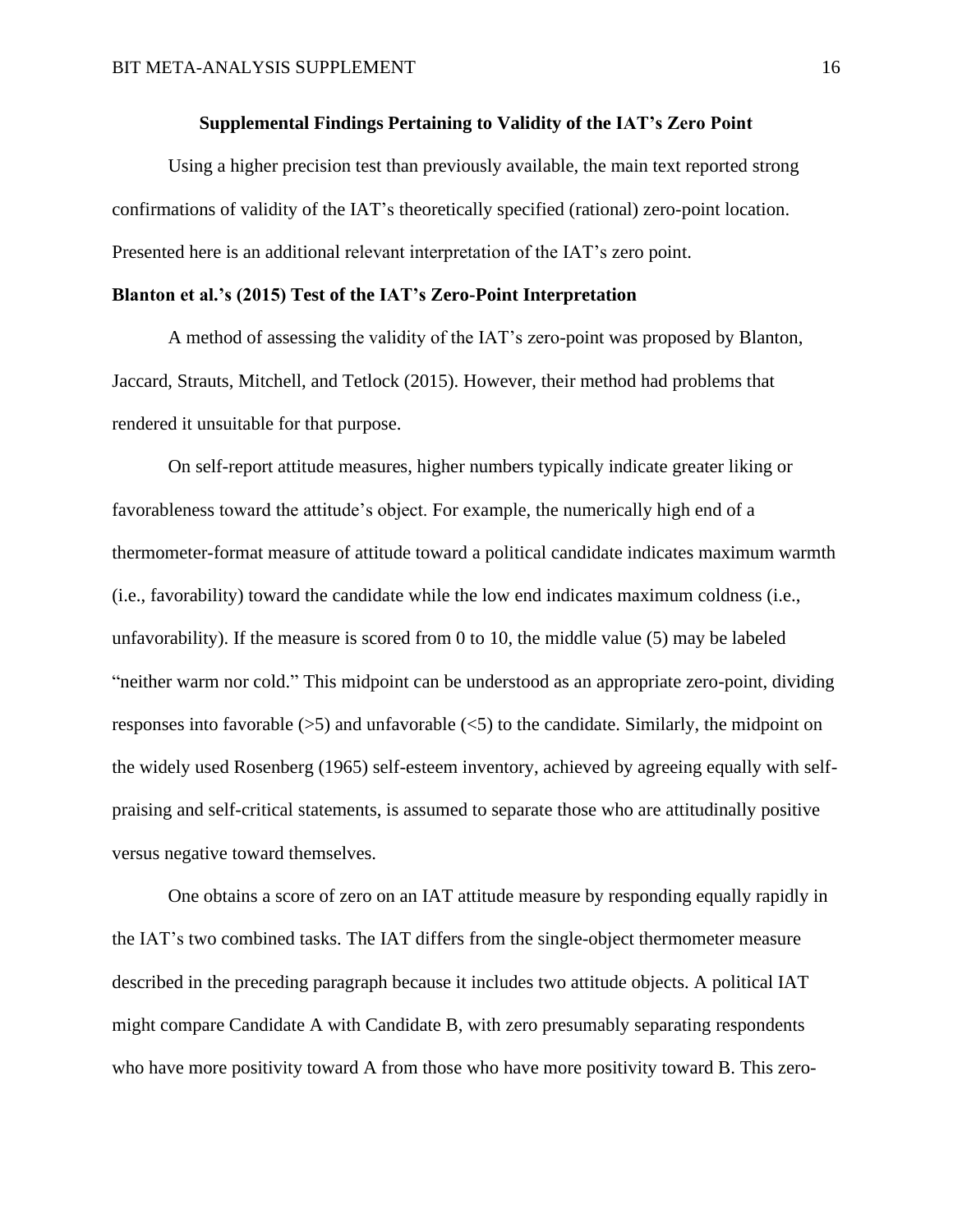## Supplemental Findings Pertaining to Validity of the IAT's Zero Point

Using a higher precision test than previously available, the main text reported strong confirmations of validity of the IAT's theoretically specified (rational) zero-point location. Presented here is an additional relevant interpretation of the IAT's zero point.

### Blanton et al.'s (2015) Test of the IAT's Zero-Point Interpretation

A method of assessing the validity of the IAT's zero-point was proposed by Blanton, Jaccard, Strauts, Mitchell, and Tetlock (2015). However, their method had problems that rendered it unsuitable for that purpose.

On self-report attitude measures, higher numbers typically indicate greater liking or favorableness toward the attitude's object. For example, the numerically high end of a thermometer-format measure of attitude toward a political candidate indicates maximum warmth (i.e., favorability) toward the candidate while the low end indicates maximum coldness (i.e., unfavorability). If the measure is scored from 0 to 10, the middle value (5) may be labeled "neither warm nor cold." This midpoint can be understood as an appropriate zero-point, dividing responses into favorable (>5) and unfavorable (<5) to the candidate. Similarly, the midpoint on the widely used Rosenberg (1965) self-esteem inventory, achieved by agreeing equally with self-praising and self-critical statements, is assumed to separate those who are attitudinally positive versus negative toward themselves.

One obtains a score of zero on an IAT attitude measure by responding equally rapidly in the IAT's two combined tasks. The IAT differs from the single-object thermometer measure described in the preceding paragraph because it includes two attitude objects. A political IAT might compare Candidate A with Candidate B, with zero presumably separating respondents who have more positivity toward A from those who have more positivity toward B. This zero-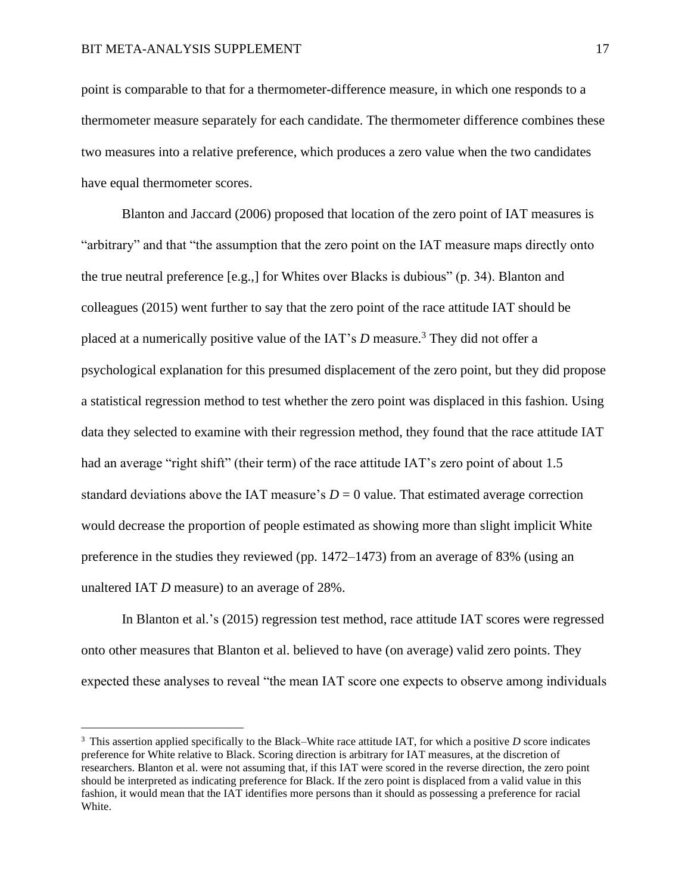point is comparable to that for a thermometer-difference measure, in which one responds to a thermometer measure separately for each candidate. The thermometer difference combines these two measures into a relative preference, which produces a zero value when the two candidates have equal thermometer scores.

Blanton and Jaccard (2006) proposed that location of the zero point of IAT measures is "arbitrary" and that "the assumption that the zero point on the IAT measure maps directly onto the true neutral preference [e.g.,] for Whites over Blacks is dubious" (p. 34). Blanton and colleagues (2015) went further to say that the zero point of the race attitude IAT should be placed at a numerically positive value of the IAT's *D* measure.[3] They did not offer a psychological explanation for this presumed displacement of the zero point, but they did propose a statistical regression method to test whether the zero point was displaced in this fashion. Using data they selected to examine with their regression method, they found that the race attitude IAT had an average "right shift" (their term) of the race attitude IAT's zero point of about 1.5 standard deviations above the IAT measure's $D = 0$ value. That estimated average correction would decrease the proportion of people estimated as showing more than slight implicit White preference in the studies they reviewed (pp. 1472–1473) from an average of 83% (using an unaltered IAT *D* measure) to an average of 28%.

In Blanton et al.'s (2015) regression test method, race attitude IAT scores were regressed onto other measures that Blanton et al. believed to have (on average) valid zero points. They expected these analyses to reveal "the mean IAT score one expects to observe among individuals

---

[3] This assertion applied specifically to the Black–White race attitude IAT, for which a positive *D* score indicates preference for White relative to Black. Scoring direction is arbitrary for IAT measures, at the discretion of researchers. Blanton et al. were not assuming that, if this IAT were scored in the reverse direction, the zero point should be interpreted as indicating preference for Black. If the zero point is displaced from a valid value in this fashion, it would mean that the IAT identifies more persons than it should as possessing a preference for racial White.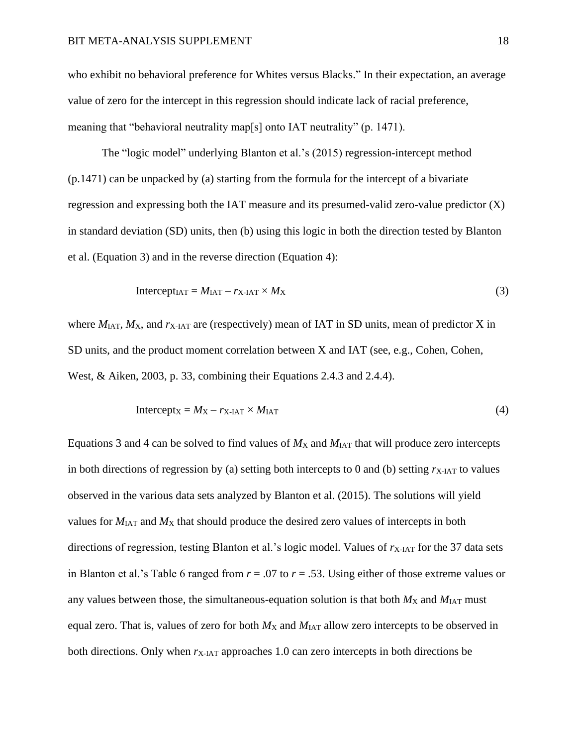who exhibit no behavioral preference for Whites versus Blacks." In their expectation, an average value of zero for the intercept in this regression should indicate lack of racial preference, meaning that "behavioral neutrality map[s] onto IAT neutrality" (p. 1471).

The "logic model" underlying Blanton et al.'s (2015) regression-intercept method (p.1471) can be unpacked by (a) starting from the formula for the intercept of a bivariate regression and expressing both the IAT measure and its presumed-valid zero-value predictor (X) in standard deviation (SD) units, then (b) using this logic in both the direction tested by Blanton et al. (Equation 3) and in the reverse direction (Equation 4):

$$\text{Intercept}_{\text{IAT}} = M_{\text{IAT}} - r_{\text{X-IAT}} \times M_{\text{X}} \tag{3}$$

where $M_{\text{IAT}}$, $M_{\text{X}}$, and $r_{\text{X-IAT}}$ are (respectively) mean of IAT in SD units, mean of predictor X in SD units, and the product moment correlation between X and IAT (see, e.g., Cohen, Cohen, West, & Aiken, 2003, p. 33, combining their Equations 2.4.3 and 2.4.4).

$$\text{Intercept}_{\text{X}} = M_{\text{X}} - r_{\text{X-IAT}} \times M_{\text{IAT}} \tag{4}$$

Equations 3 and 4 can be solved to find values of $M_{\text{X}}$ and $M_{\text{IAT}}$ that will produce zero intercepts in both directions of regression by (a) setting both intercepts to 0 and (b) setting $r_{\text{X-IAT}}$ to values observed in the various data sets analyzed by Blanton et al. (2015). The solutions will yield values for $M_{\text{IAT}}$ and $M_{\text{X}}$ that should produce the desired zero values of intercepts in both directions of regression, testing Blanton et al.'s logic model. Values of $r_{\text{X-IAT}}$ for the 37 data sets in Blanton et al.'s Table 6 ranged from $r = .07$ to $r = .53$. Using either of those extreme values or any values between those, the simultaneous-equation solution is that both $M_{\text{X}}$ and $M_{\text{IAT}}$ must equal zero. That is, values of zero for both $M_{\text{X}}$ and $M_{\text{IAT}}$ allow zero intercepts to be observed in both directions. Only when $r_{\text{X-IAT}}$ approaches 1.0 can zero intercepts in both directions be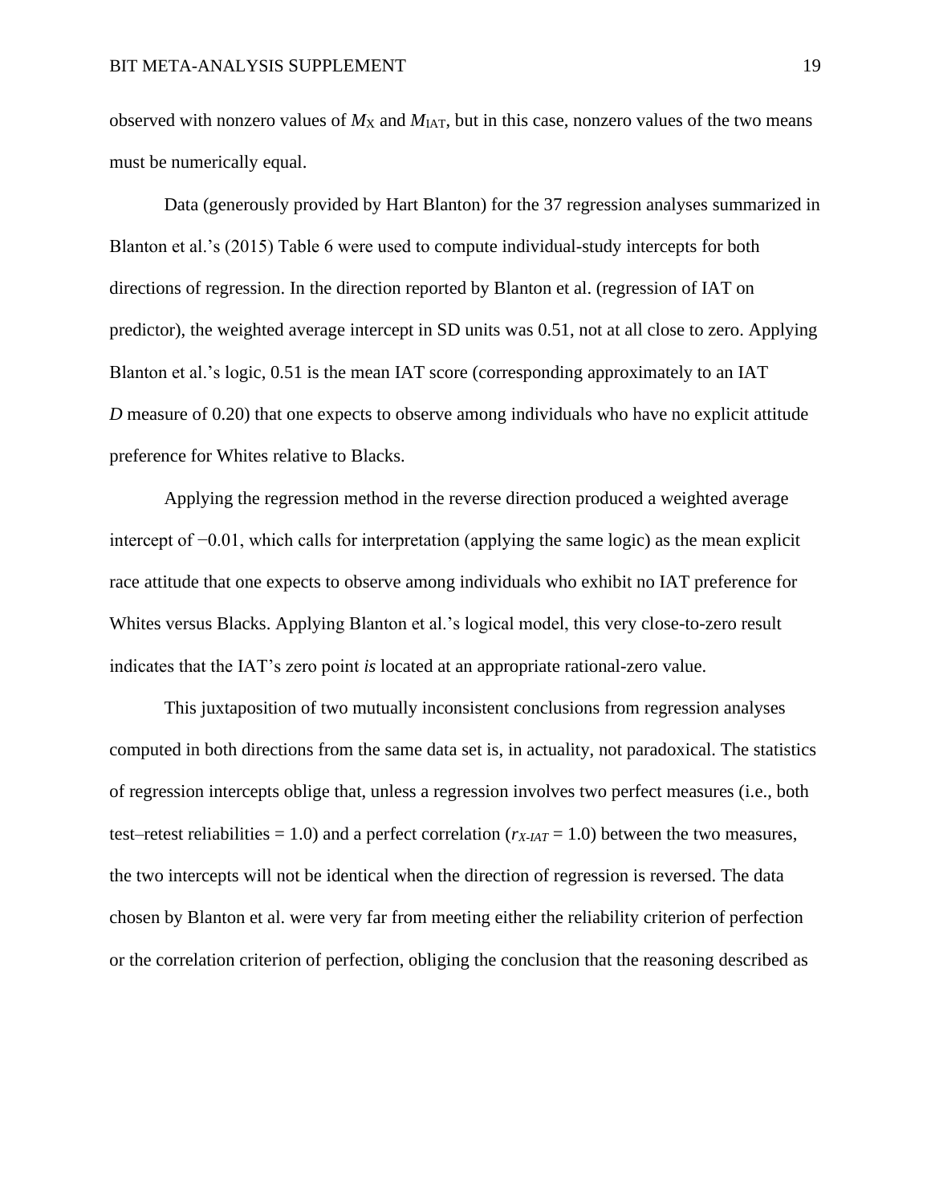observed with nonzero values of $M_X$ and $M_{IAT}$, but in this case, nonzero values of the two means must be numerically equal.

Data (generously provided by Hart Blanton) for the 37 regression analyses summarized in Blanton et al.'s (2015) Table 6 were used to compute individual-study intercepts for both directions of regression. In the direction reported by Blanton et al. (regression of IAT on predictor), the weighted average intercept in SD units was 0.51, not at all close to zero. Applying Blanton et al.'s logic, 0.51 is the mean IAT score (corresponding approximately to an IAT *D* measure of 0.20) that one expects to observe among individuals who have no explicit attitude preference for Whites relative to Blacks.

Applying the regression method in the reverse direction produced a weighted average intercept of −0.01, which calls for interpretation (applying the same logic) as the mean explicit race attitude that one expects to observe among individuals who exhibit no IAT preference for Whites versus Blacks. Applying Blanton et al.'s logical model, this very close-to-zero result indicates that the IAT's zero point *is* located at an appropriate rational-zero value.

This juxtaposition of two mutually inconsistent conclusions from regression analyses computed in both directions from the same data set is, in actuality, not paradoxical. The statistics of regression intercepts oblige that, unless a regression involves two perfect measures (i.e., both test–retest reliabilities = 1.0) and a perfect correlation ($r_{X\text{-}IAT}$ = 1.0) between the two measures, the two intercepts will not be identical when the direction of regression is reversed. The data chosen by Blanton et al. were very far from meeting either the reliability criterion of perfection or the correlation criterion of perfection, obliging the conclusion that the reasoning described as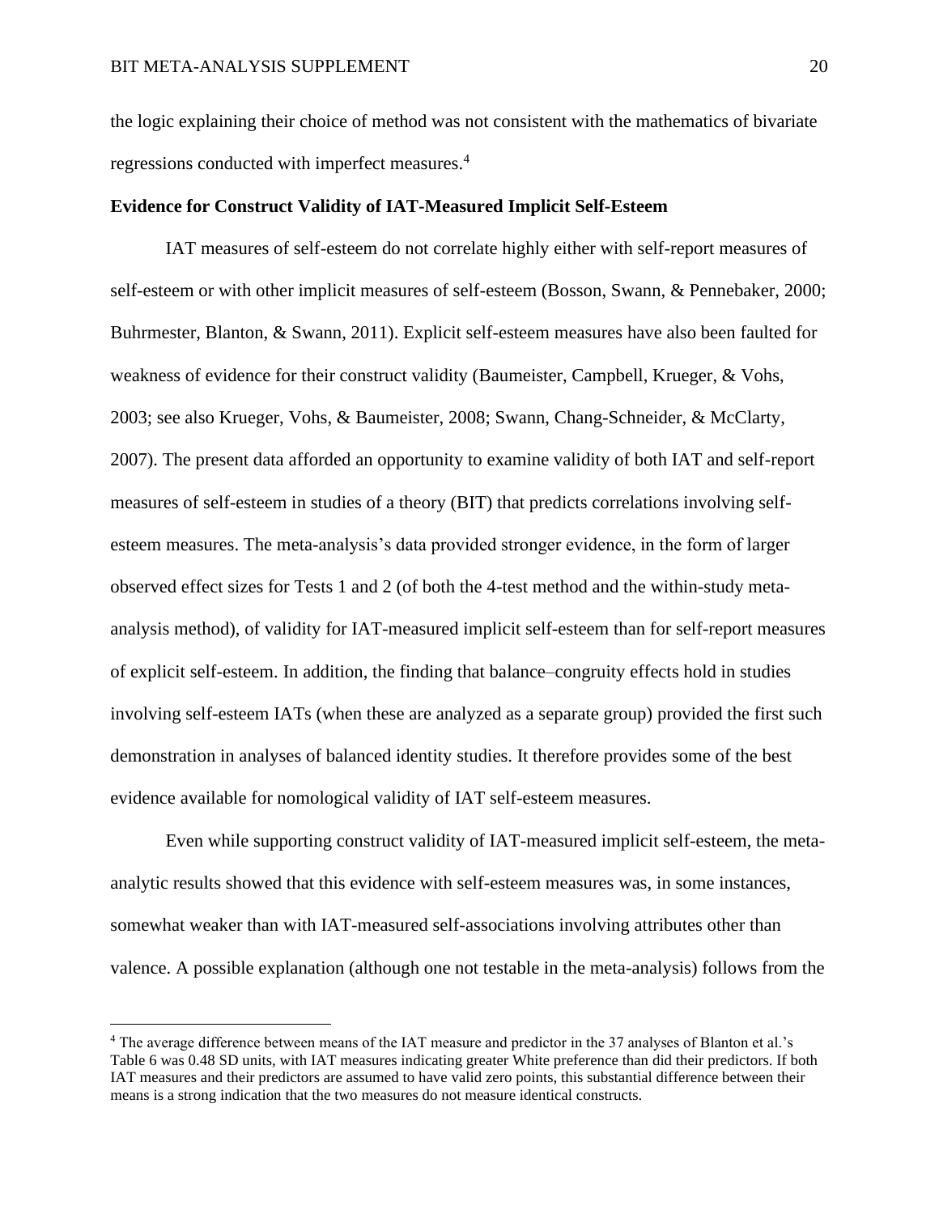the logic explaining their choice of method was not consistent with the mathematics of bivariate regressions conducted with imperfect measures.[4]

**Evidence for Construct Validity of IAT-Measured Implicit Self-Esteem**

IAT measures of self-esteem do not correlate highly either with self-report measures of self-esteem or with other implicit measures of self-esteem (Bosson, Swann, & Pennebaker, 2000; Buhrmester, Blanton, & Swann, 2011). Explicit self-esteem measures have also been faulted for weakness of evidence for their construct validity (Baumeister, Campbell, Krueger, & Vohs, 2003; see also Krueger, Vohs, & Baumeister, 2008; Swann, Chang-Schneider, & McClarty, 2007). The present data afforded an opportunity to examine validity of both IAT and self-report measures of self-esteem in studies of a theory (BIT) that predicts correlations involving self-esteem measures. The meta-analysis's data provided stronger evidence, in the form of larger observed effect sizes for Tests 1 and 2 (of both the 4-test method and the within-study meta-analysis method), of validity for IAT-measured implicit self-esteem than for self-report measures of explicit self-esteem. In addition, the finding that balance–congruity effects hold in studies involving self-esteem IATs (when these are analyzed as a separate group) provided the first such demonstration in analyses of balanced identity studies. It therefore provides some of the best evidence available for nomological validity of IAT self-esteem measures.

Even while supporting construct validity of IAT-measured implicit self-esteem, the meta-analytic results showed that this evidence with self-esteem measures was, in some instances, somewhat weaker than with IAT-measured self-associations involving attributes other than valence. A possible explanation (although one not testable in the meta-analysis) follows from the

[4] The average difference between means of the IAT measure and predictor in the 37 analyses of Blanton et al.'s Table 6 was 0.48 SD units, with IAT measures indicating greater White preference than did their predictors. If both IAT measures and their predictors are assumed to have valid zero points, this substantial difference between their means is a strong indication that the two measures do not measure identical constructs.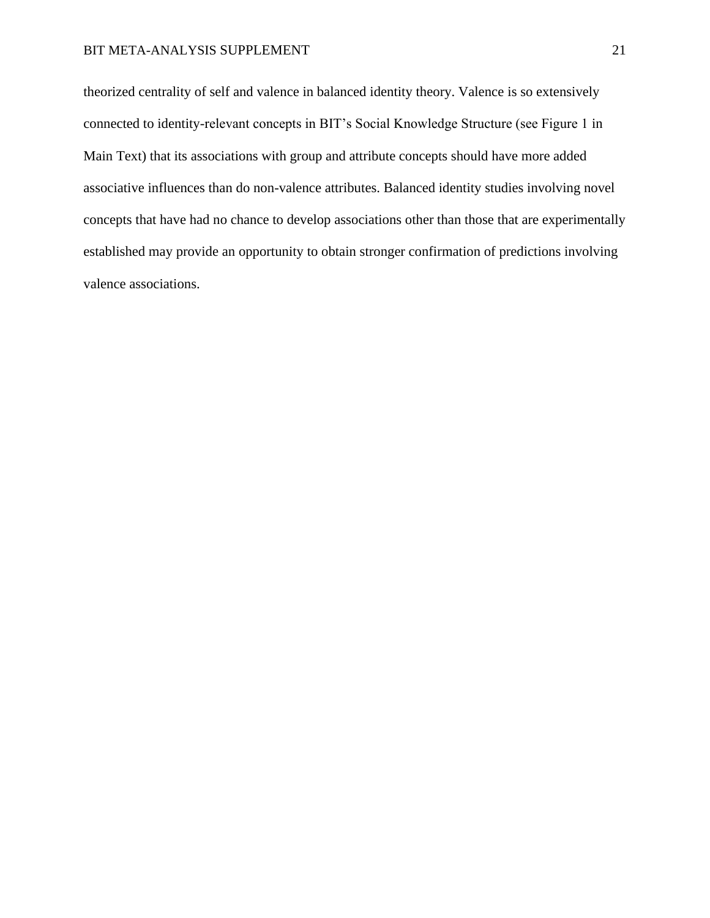theorized centrality of self and valence in balanced identity theory. Valence is so extensively connected to identity-relevant concepts in BIT's Social Knowledge Structure (see Figure 1 in Main Text) that its associations with group and attribute concepts should have more added associative influences than do non-valence attributes. Balanced identity studies involving novel concepts that have had no chance to develop associations other than those that are experimentally established may provide an opportunity to obtain stronger confirmation of predictions involving valence associations.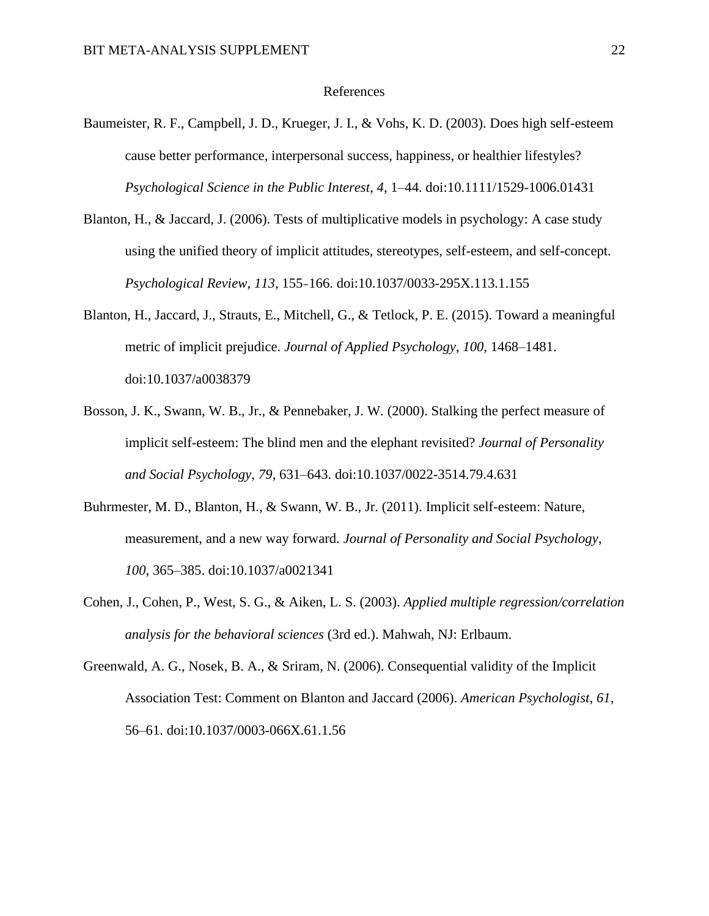# References

Baumeister, R. F., Campbell, J. D., Krueger, J. I., & Vohs, K. D. (2003). Does high self-esteem cause better performance, interpersonal success, happiness, or healthier lifestyles? *Psychological Science in the Public Interest*, *4*, 1–44. doi:10.1111/1529-1006.01431

Blanton, H., & Jaccard, J. (2006). Tests of multiplicative models in psychology: A case study using the unified theory of implicit attitudes, stereotypes, self-esteem, and self-concept. *Psychological Review*, *113*, 155-166. doi:10.1037/0033-295X.113.1.155

Blanton, H., Jaccard, J., Strauts, E., Mitchell, G., & Tetlock, P. E. (2015). Toward a meaningful metric of implicit prejudice. *Journal of Applied Psychology*, *100*, 1468–1481. doi:10.1037/a0038379

Bosson, J. K., Swann, W. B., Jr., & Pennebaker, J. W. (2000). Stalking the perfect measure of implicit self-esteem: The blind men and the elephant revisited? *Journal of Personality and Social Psychology, 79*, 631–643. doi:10.1037/0022-3514.79.4.631

Buhrmester, M. D., Blanton, H., & Swann, W. B., Jr. (2011). Implicit self-esteem: Nature, measurement, and a new way forward. *Journal of Personality and Social Psychology*, *100*, 365–385. doi:10.1037/a0021341

Cohen, J., Cohen, P., West, S. G., & Aiken, L. S. (2003). *Applied multiple regression/correlation analysis for the behavioral sciences* (3rd ed.). Mahwah, NJ: Erlbaum.

Greenwald, A. G., Nosek, B. A., & Sriram, N. (2006). Consequential validity of the Implicit Association Test: Comment on Blanton and Jaccard (2006). *American Psychologist*, *61*, 56–61. doi:10.1037/0003-066X.61.1.56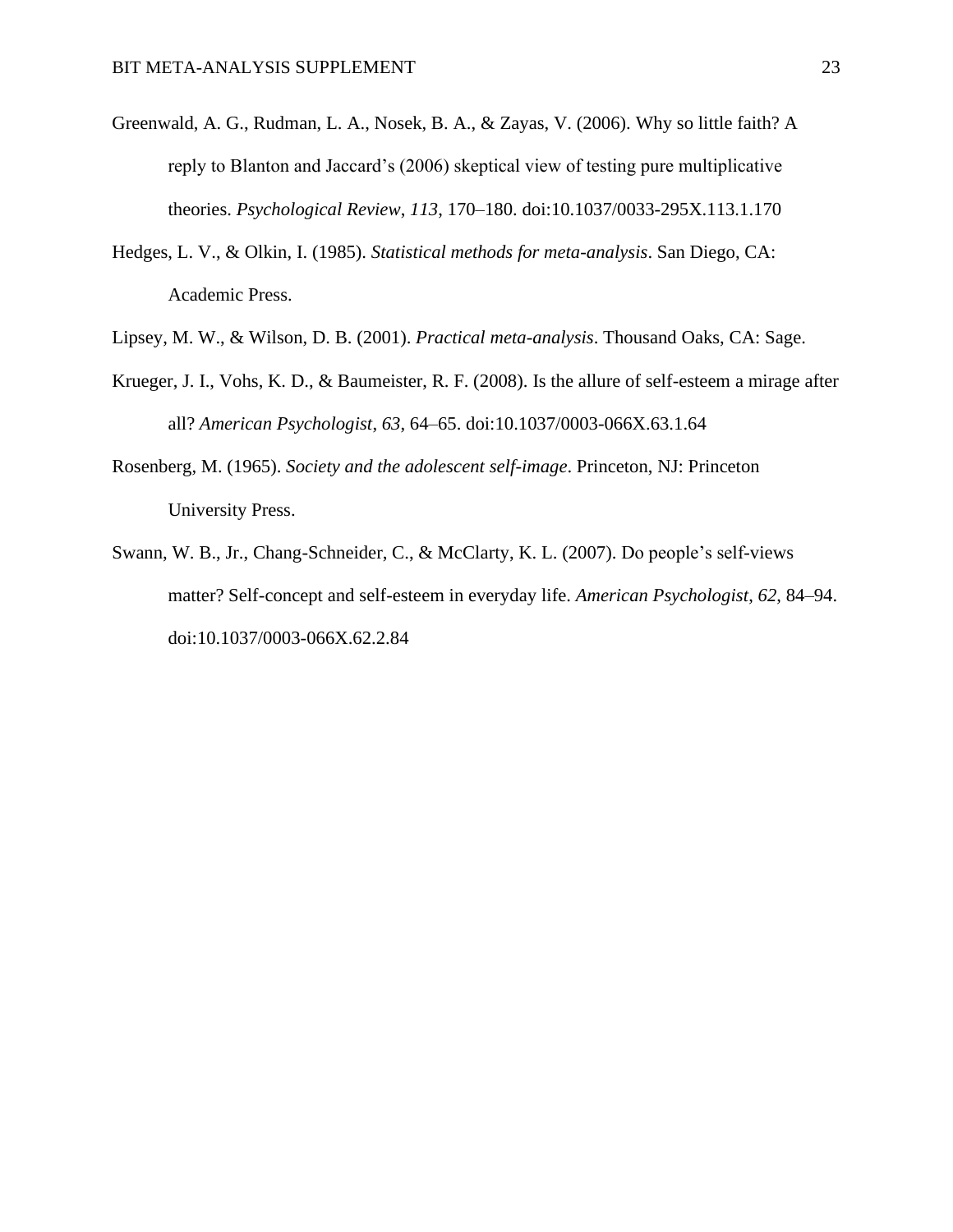Greenwald, A. G., Rudman, L. A., Nosek, B. A., & Zayas, V. (2006). Why so little faith? A reply to Blanton and Jaccard's (2006) skeptical view of testing pure multiplicative theories. *Psychological Review*, *113*, 170–180. doi:10.1037/0033-295X.113.1.170

Hedges, L. V., & Olkin, I. (1985). *Statistical methods for meta-analysis*. San Diego, CA: Academic Press.

Lipsey, M. W., & Wilson, D. B. (2001). *Practical meta-analysis*. Thousand Oaks, CA: Sage.

Krueger, J. I., Vohs, K. D., & Baumeister, R. F. (2008). Is the allure of self-esteem a mirage after all? *American Psychologist*, *63*, 64–65. doi:10.1037/0003-066X.63.1.64

Rosenberg, M. (1965). *Society and the adolescent self-image*. Princeton, NJ: Princeton University Press.

Swann, W. B., Jr., Chang-Schneider, C., & McClarty, K. L. (2007). Do people's self-views matter? Self-concept and self-esteem in everyday life. *American Psychologist*, *62*, 84–94. doi:10.1037/0003-066X.62.2.84